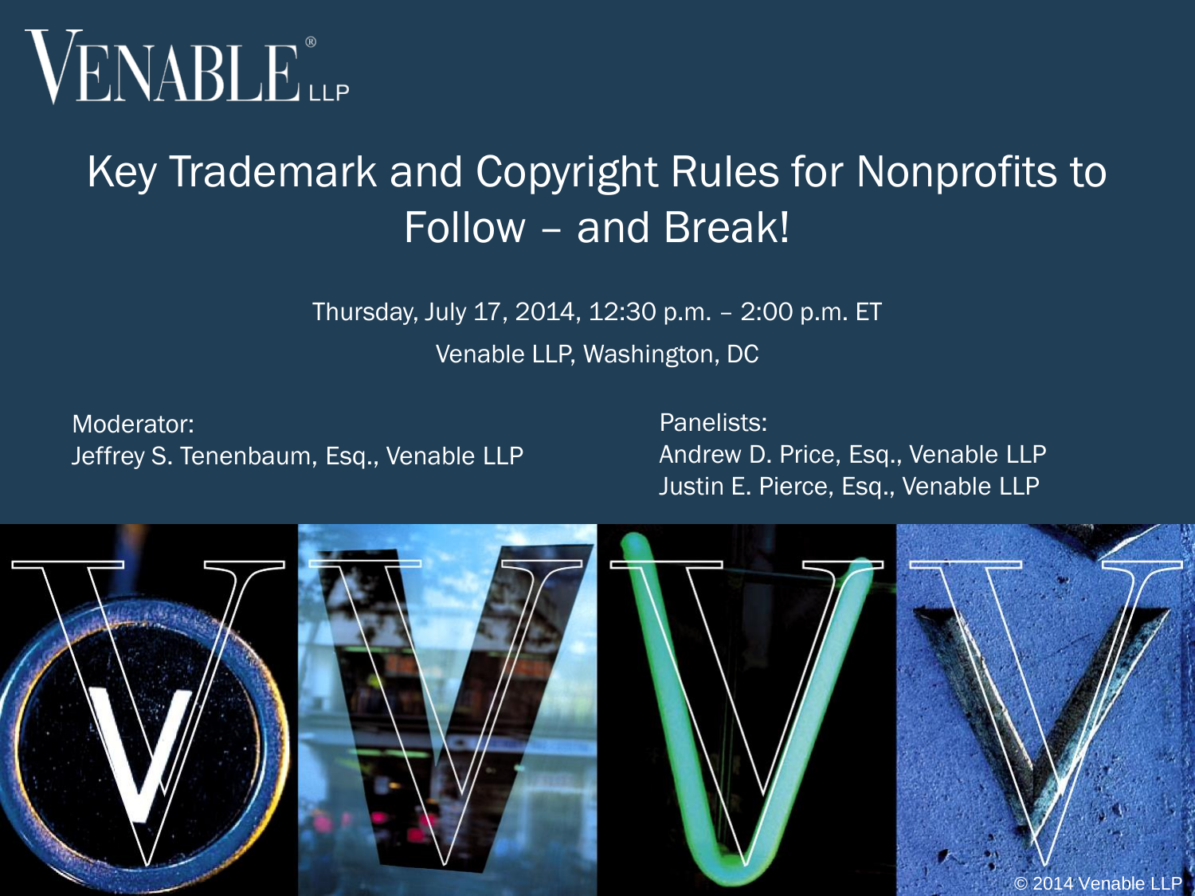VENABLE® LLP

# Key Trademark and Copyright Rules for Nonprofits to Follow – and Break!

Thursday, July 17, 2014, 12:30 p.m. – 2:00 p.m. ET

Venable LLP, Washington, DC

Moderator:
Jeffrey S. Tenenbaum, Esq., Venable LLP

Panelists:
Andrew D. Price, Esq., Venable LLP
Justin E. Pierce, Esq., Venable LLP

© 2014 Venable LLP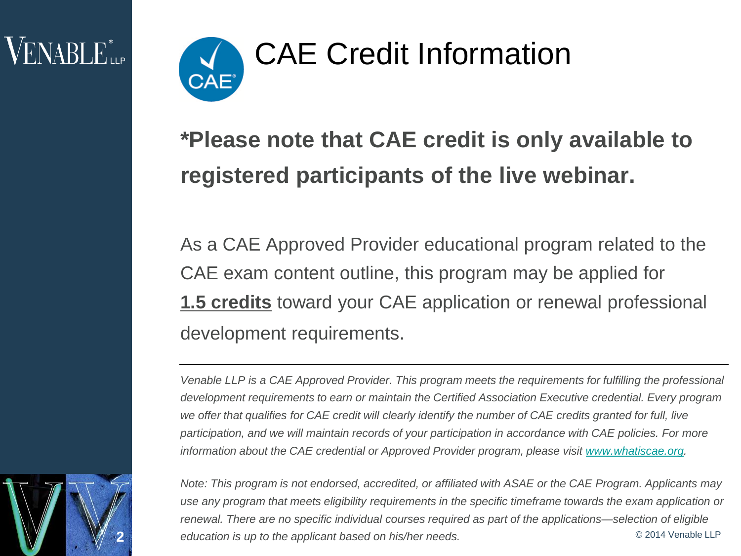# CAE Credit Information

**\*Please note that CAE credit is only available to registered participants of the live webinar.**

As a CAE Approved Provider educational program related to the CAE exam content outline, this program may be applied for **1.5 credits** toward your CAE application or renewal professional development requirements.

---

*Venable LLP is a CAE Approved Provider. This program meets the requirements for fulfilling the professional development requirements to earn or maintain the Certified Association Executive credential. Every program we offer that qualifies for CAE credit will clearly identify the number of CAE credits granted for full, live participation, and we will maintain records of your participation in accordance with CAE policies. For more information about the CAE credential or Approved Provider program, please visit www.whatiscae.org.*

*Note: This program is not endorsed, accredited, or affiliated with ASAE or the CAE Program. Applicants may use any program that meets eligibility requirements in the specific timeframe towards the exam application or renewal. There are no specific individual courses required as part of the applications—selection of eligible education is up to the applicant based on his/her needs.*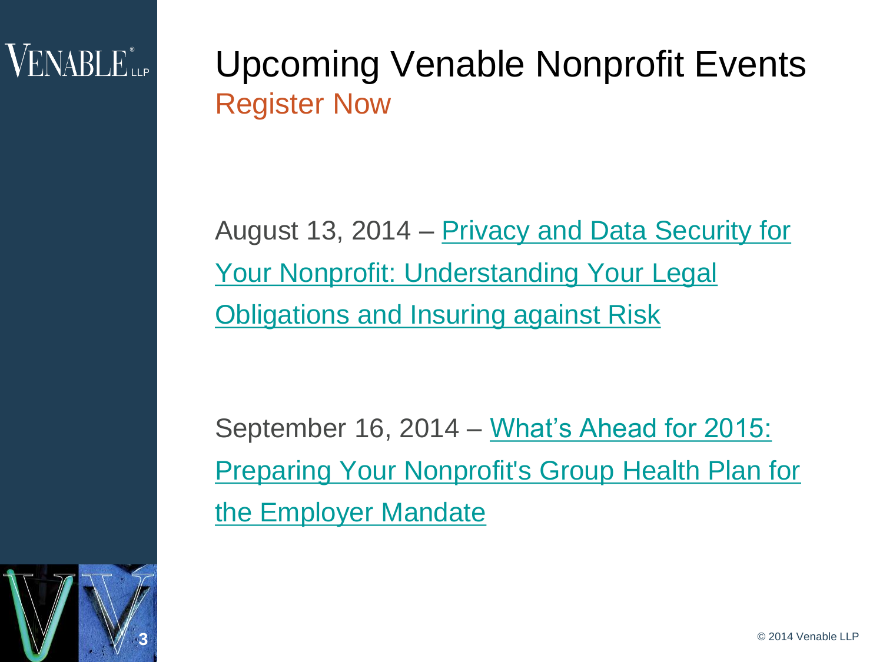# Upcoming Venable Nonprofit Events

## Register Now

August 13, 2014 – Privacy and Data Security for Your Nonprofit: Understanding Your Legal Obligations and Insuring against Risk

September 16, 2014 – What's Ahead for 2015: Preparing Your Nonprofit's Group Health Plan for the Employer Mandate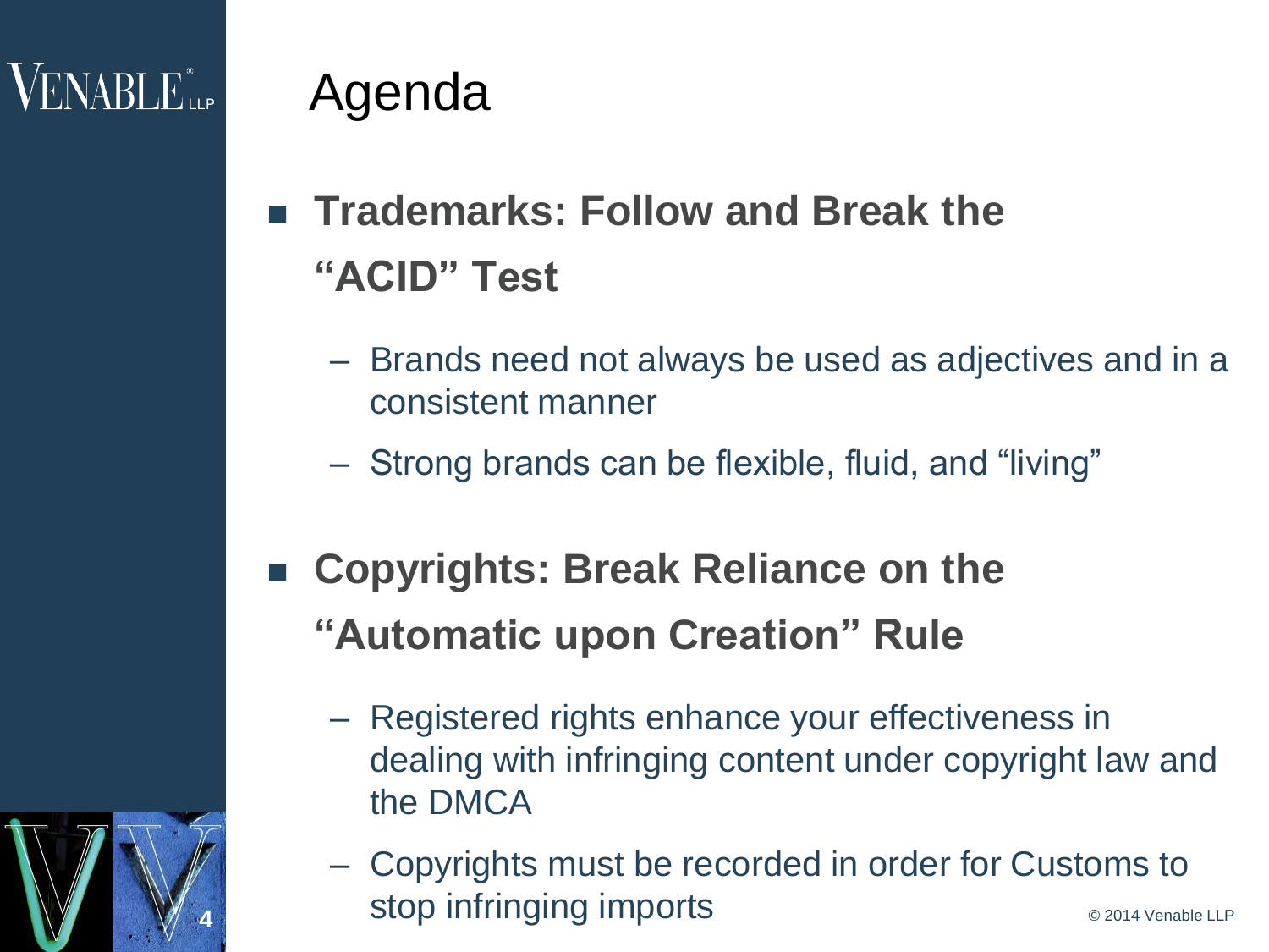# Agenda

- **Trademarks: Follow and Break the "ACID" Test**
  - Brands need not always be used as adjectives and in a consistent manner
  - Strong brands can be flexible, fluid, and "living"
- **Copyrights: Break Reliance on the "Automatic upon Creation" Rule**
  - Registered rights enhance your effectiveness in dealing with infringing content under copyright law and the DMCA
  - Copyrights must be recorded in order for Customs to stop infringing imports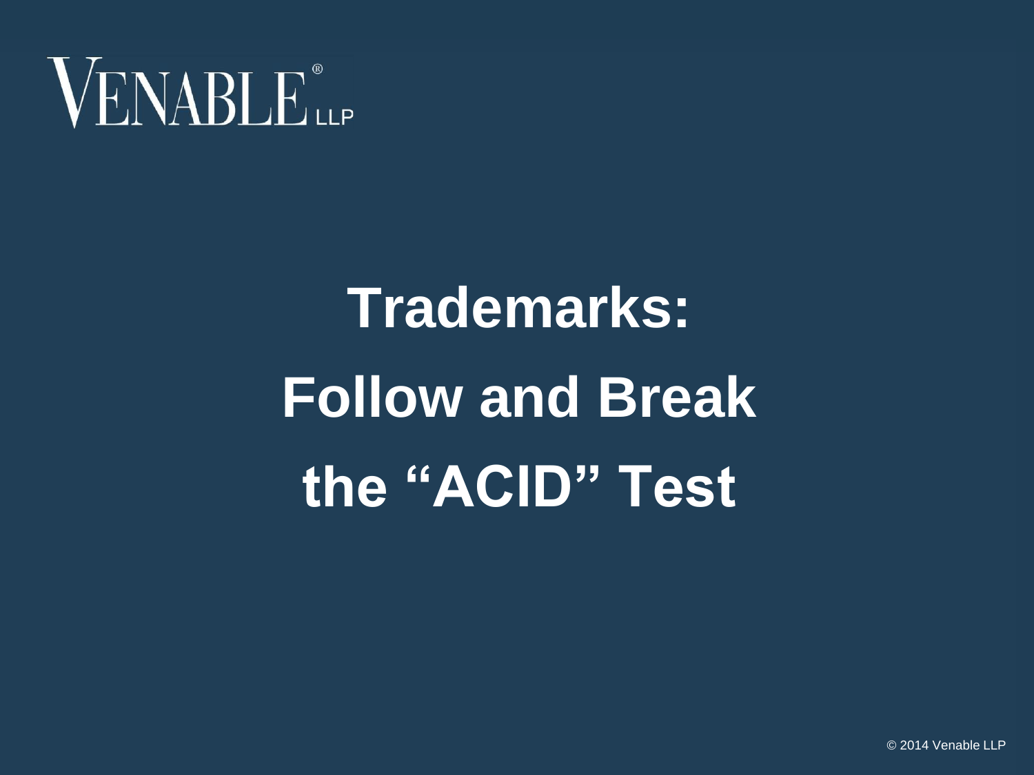# Trademarks: Follow and Break the "ACID" Test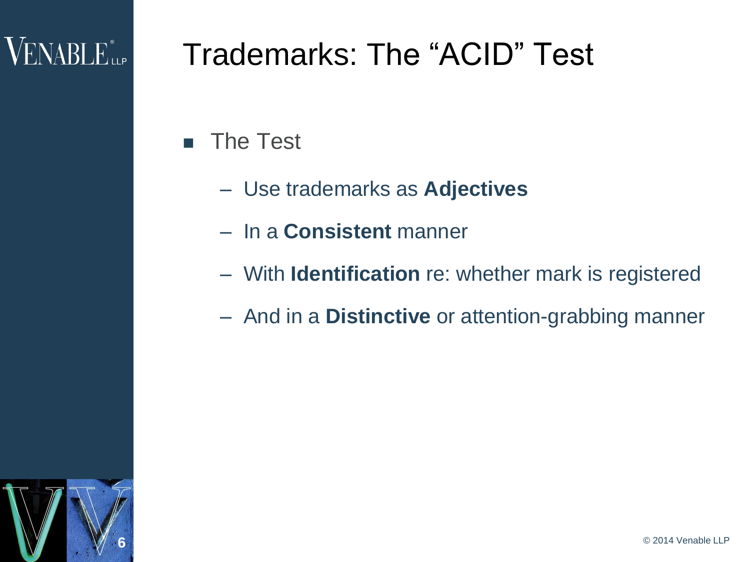# Trademarks: The "ACID" Test

- The Test
  - Use trademarks as **Adjectives**
  - In a **Consistent** manner
  - With **Identification** re: whether mark is registered
  - And in a **Distinctive** or attention-grabbing manner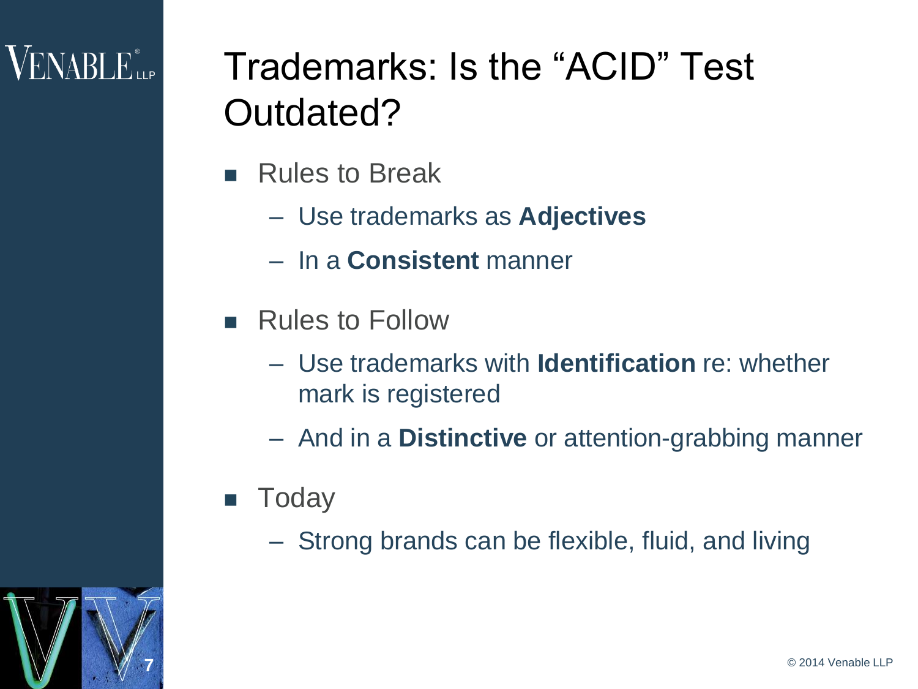# Trademarks: Is the "ACID" Test Outdated?

- Rules to Break
  - Use trademarks as **Adjectives**
  - In a **Consistent** manner
- Rules to Follow
  - Use trademarks with **Identification** re: whether mark is registered
  - And in a **Distinctive** or attention-grabbing manner
- Today
  - Strong brands can be flexible, fluid, and living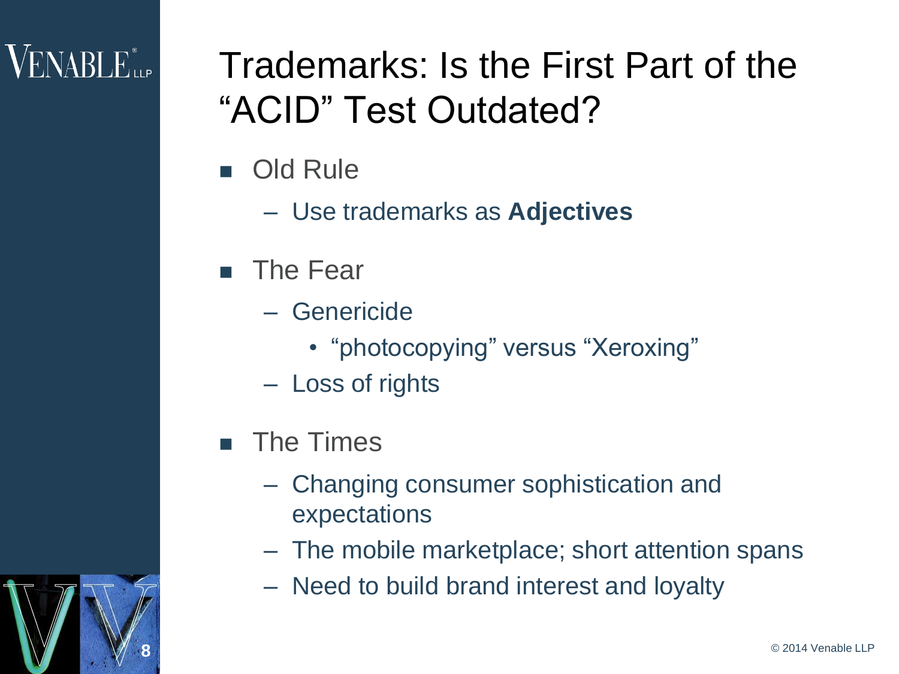# Trademarks: Is the First Part of the "ACID" Test Outdated?

- Old Rule
  - Use trademarks as **Adjectives**
- The Fear
  - Genericide
    - "photocopying" versus "Xeroxing"
  - Loss of rights
- The Times
  - Changing consumer sophistication and expectations
  - The mobile marketplace; short attention spans
  - Need to build brand interest and loyalty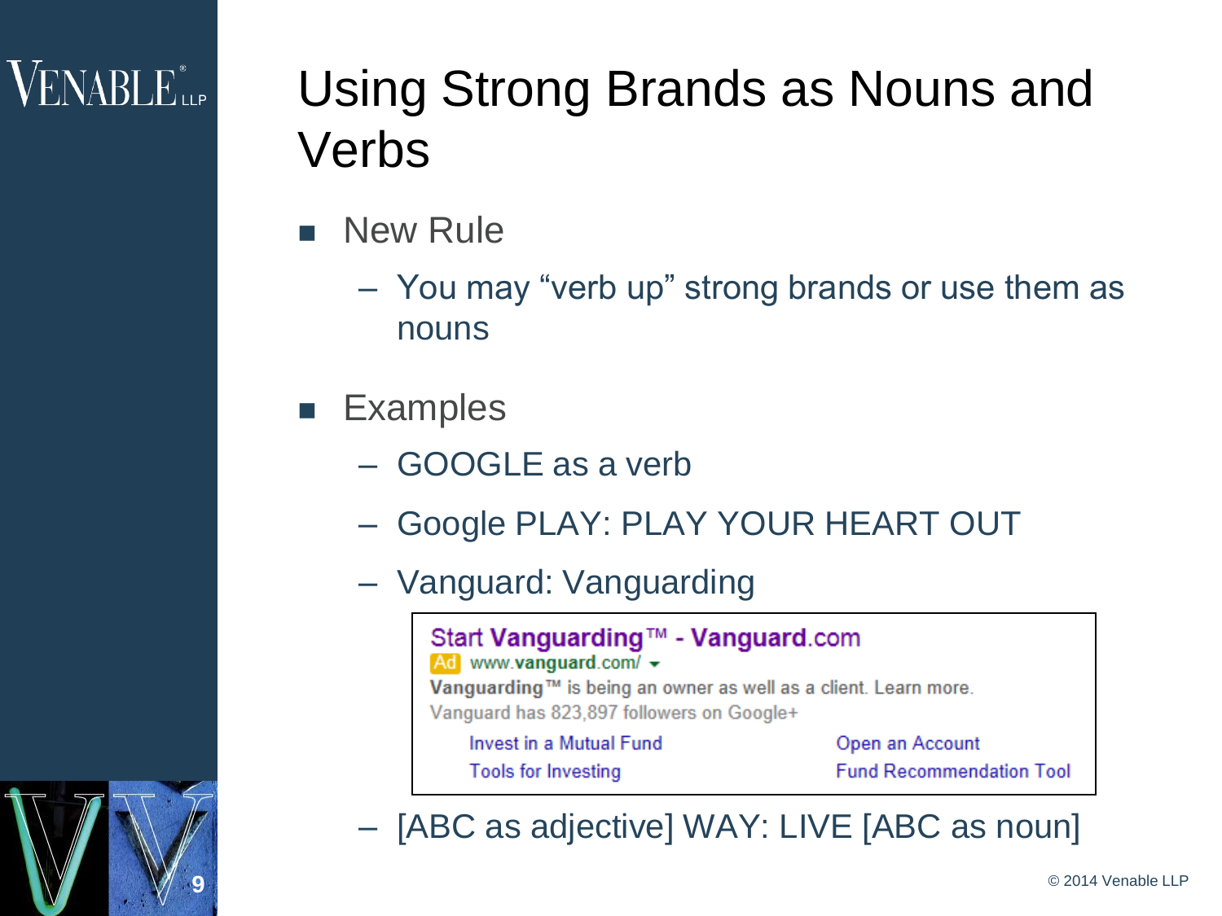# Using Strong Brands as Nouns and Verbs

- New Rule
  - You may "verb up" strong brands or use them as nouns
- Examples
  - GOOGLE as a verb
  - Google PLAY: PLAY YOUR HEART OUT
  - Vanguard: Vanguarding

Start **Vanguarding**™ - **Vanguard**.com
Ad www.**vanguard**.com/
**Vanguarding**™ is being an owner as well as a client. Learn more.
Vanguard has 823,897 followers on Google+
Invest in a Mutual Fund
Open an Account
Tools for Investing
Fund Recommendation Tool

  - [ABC as adjective] WAY: LIVE [ABC as noun]

© 2014 Venable LLP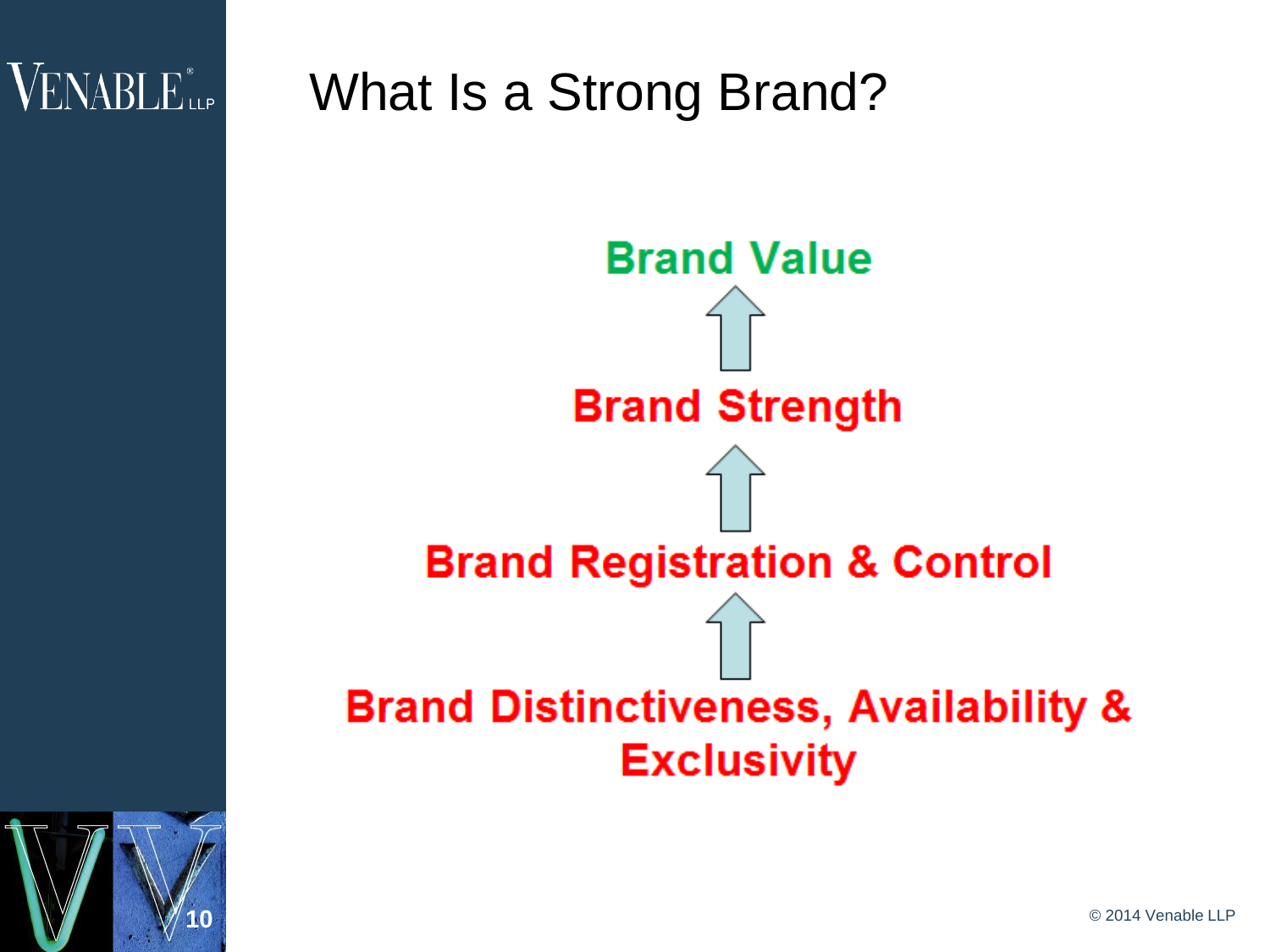# What Is a Strong Brand?

**Brand Value**

↑

**Brand Strength**

↑

**Brand Registration & Control**

↑

**Brand Distinctiveness, Availability & Exclusivity**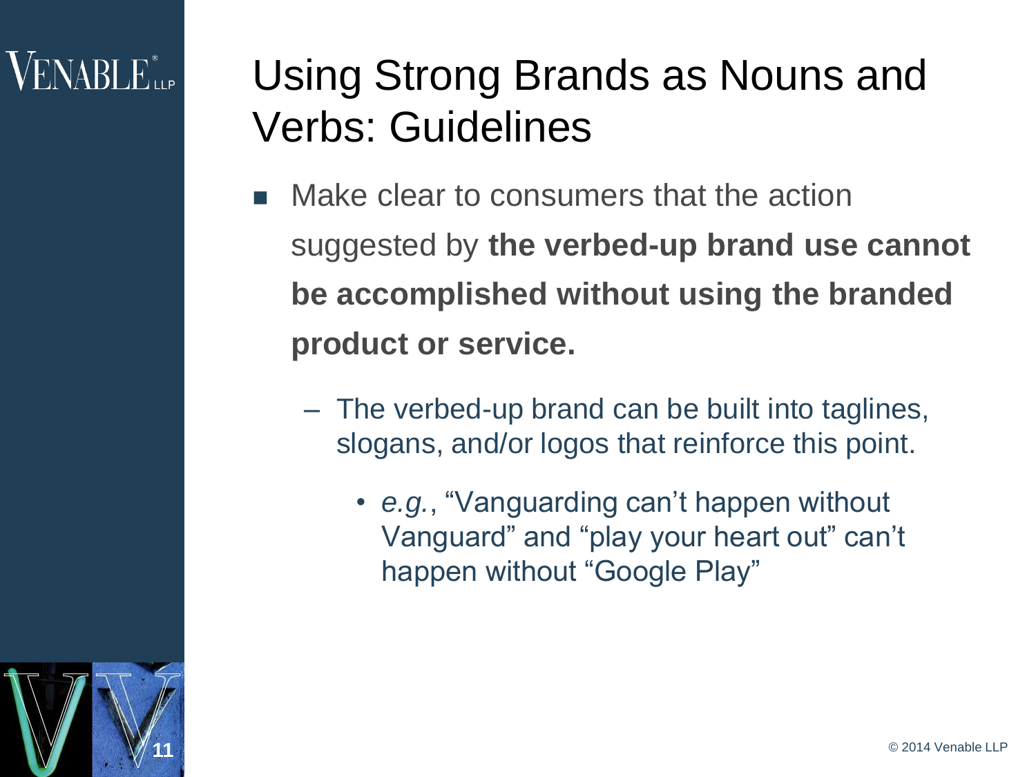# Using Strong Brands as Nouns and Verbs: Guidelines

- Make clear to consumers that the action suggested by **the verbed-up brand use cannot be accomplished without using the branded product or service.**
  - The verbed-up brand can be built into taglines, slogans, and/or logos that reinforce this point.
    - *e.g.*, “Vanguarding can’t happen without Vanguard” and “play your heart out” can’t happen without “Google Play”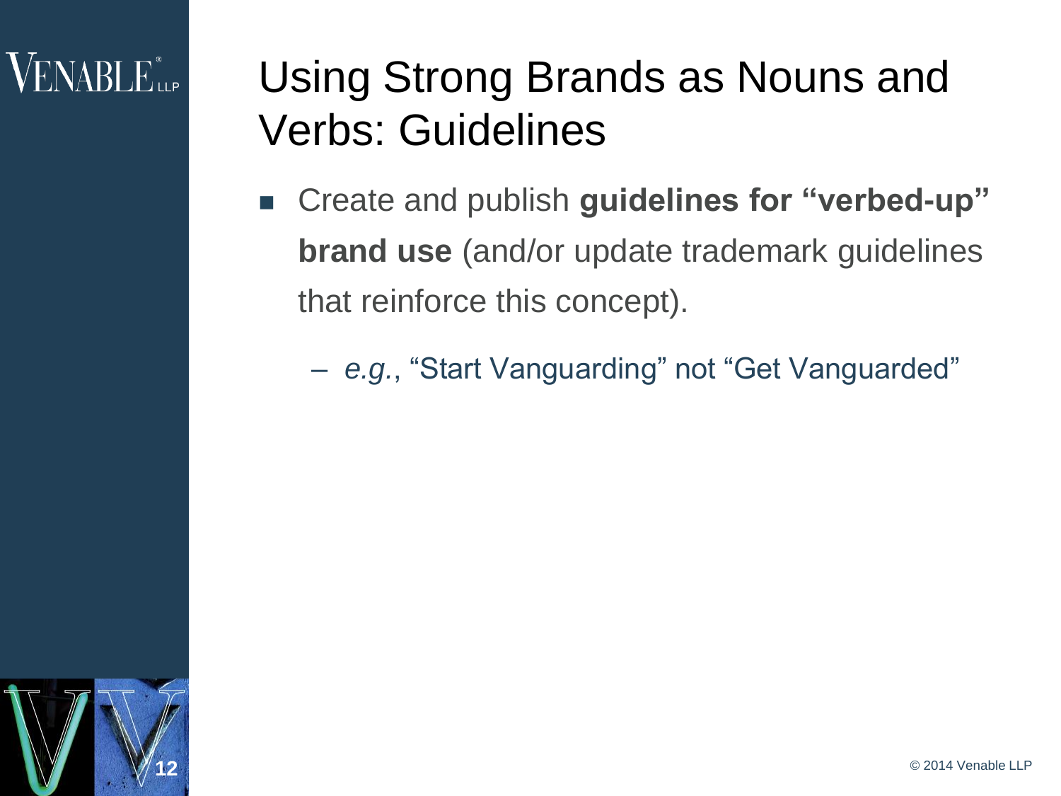# Using Strong Brands as Nouns and Verbs: Guidelines

- Create and publish **guidelines for "verbed-up" brand use** (and/or update trademark guidelines that reinforce this concept).
  - *e.g.*, "Start Vanguarding" not "Get Vanguarded"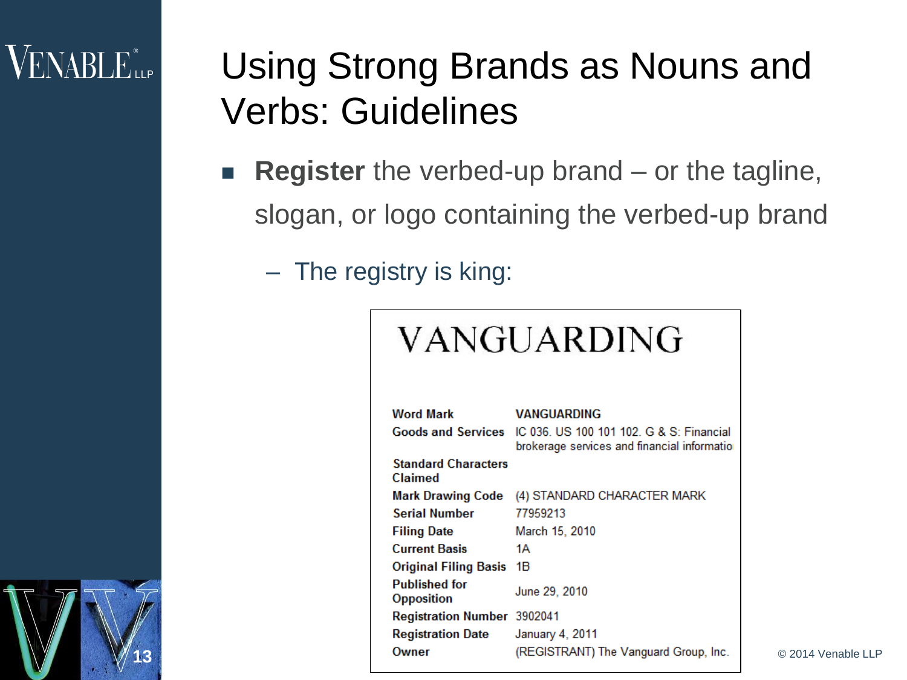# Using Strong Brands as Nouns and Verbs: Guidelines

- **Register** the verbed-up brand – or the tagline, slogan, or logo containing the verbed-up brand
  - The registry is king:

VANGUARDING

| | |
|---|---|
| **Word Mark** | VANGUARDING |
| **Goods and Services** | IC 036. US 100 101 102. G & S: Financial brokerage services and financial informatio |
| **Standard Characters Claimed** | |
| **Mark Drawing Code** | (4) STANDARD CHARACTER MARK |
| **Serial Number** | 77959213 |
| **Filing Date** | March 15, 2010 |
| **Current Basis** | 1A |
| **Original Filing Basis** | 1B |
| **Published for Opposition** | June 29, 2010 |
| **Registration Number** | 3902041 |
| **Registration Date** | January 4, 2011 |
| **Owner** | (REGISTRANT) The Vanguard Group, Inc. |

© 2014 Venable LLP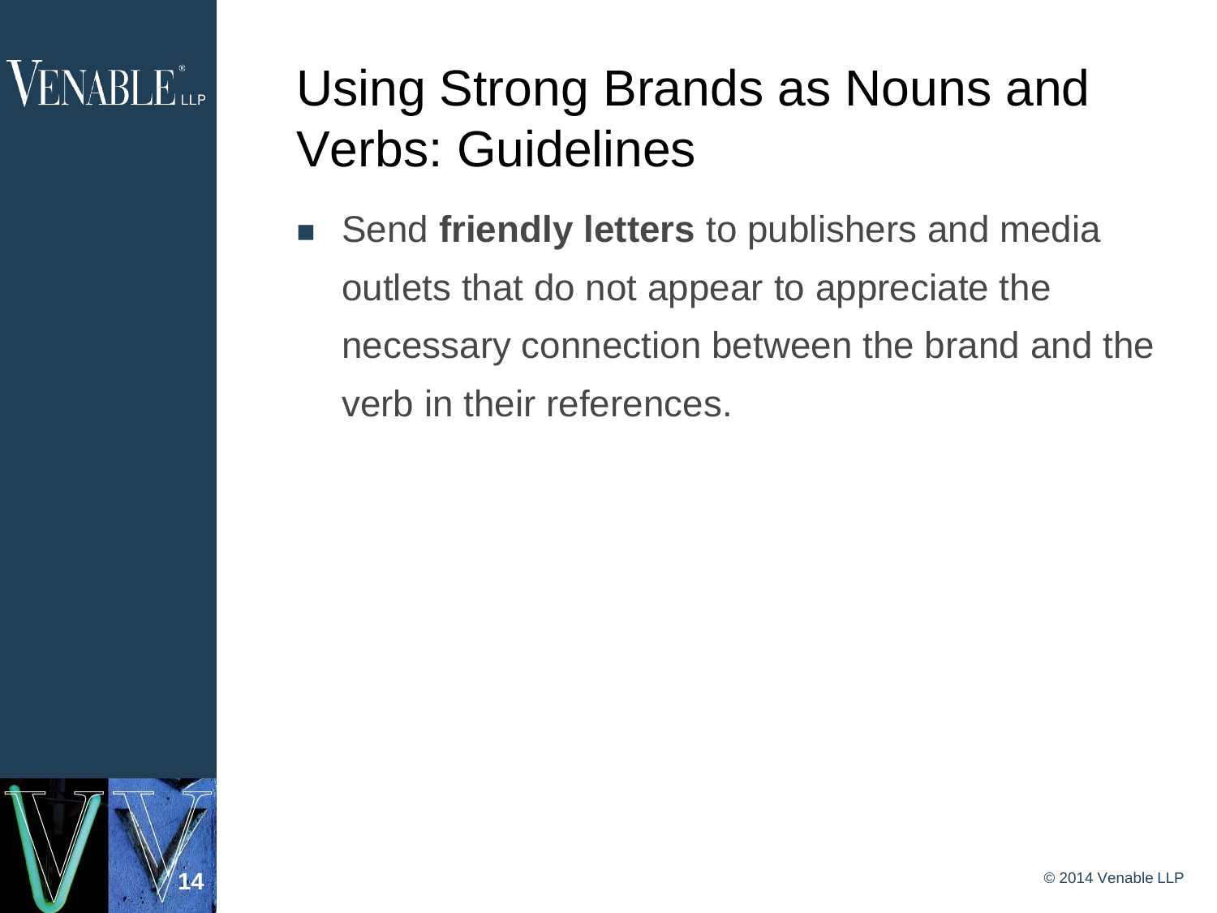# Using Strong Brands as Nouns and Verbs: Guidelines

- Send **friendly letters** to publishers and media outlets that do not appear to appreciate the necessary connection between the brand and the verb in their references.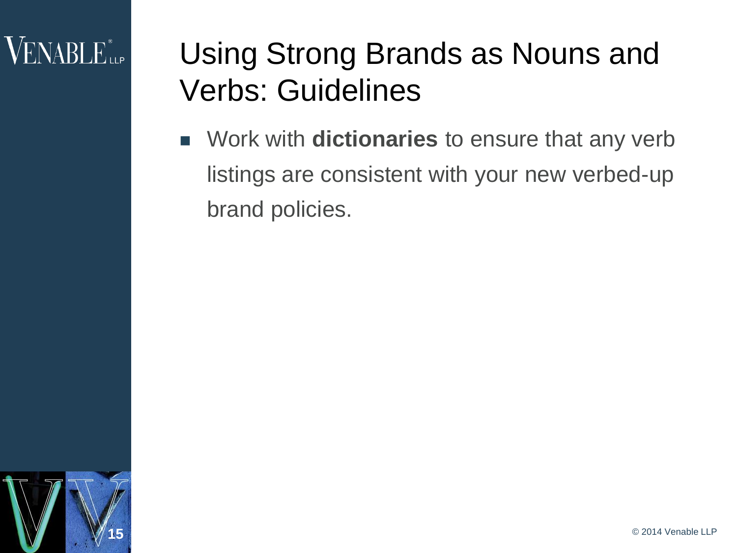# Using Strong Brands as Nouns and Verbs: Guidelines

- Work with **dictionaries** to ensure that any verb listings are consistent with your new verbed-up brand policies.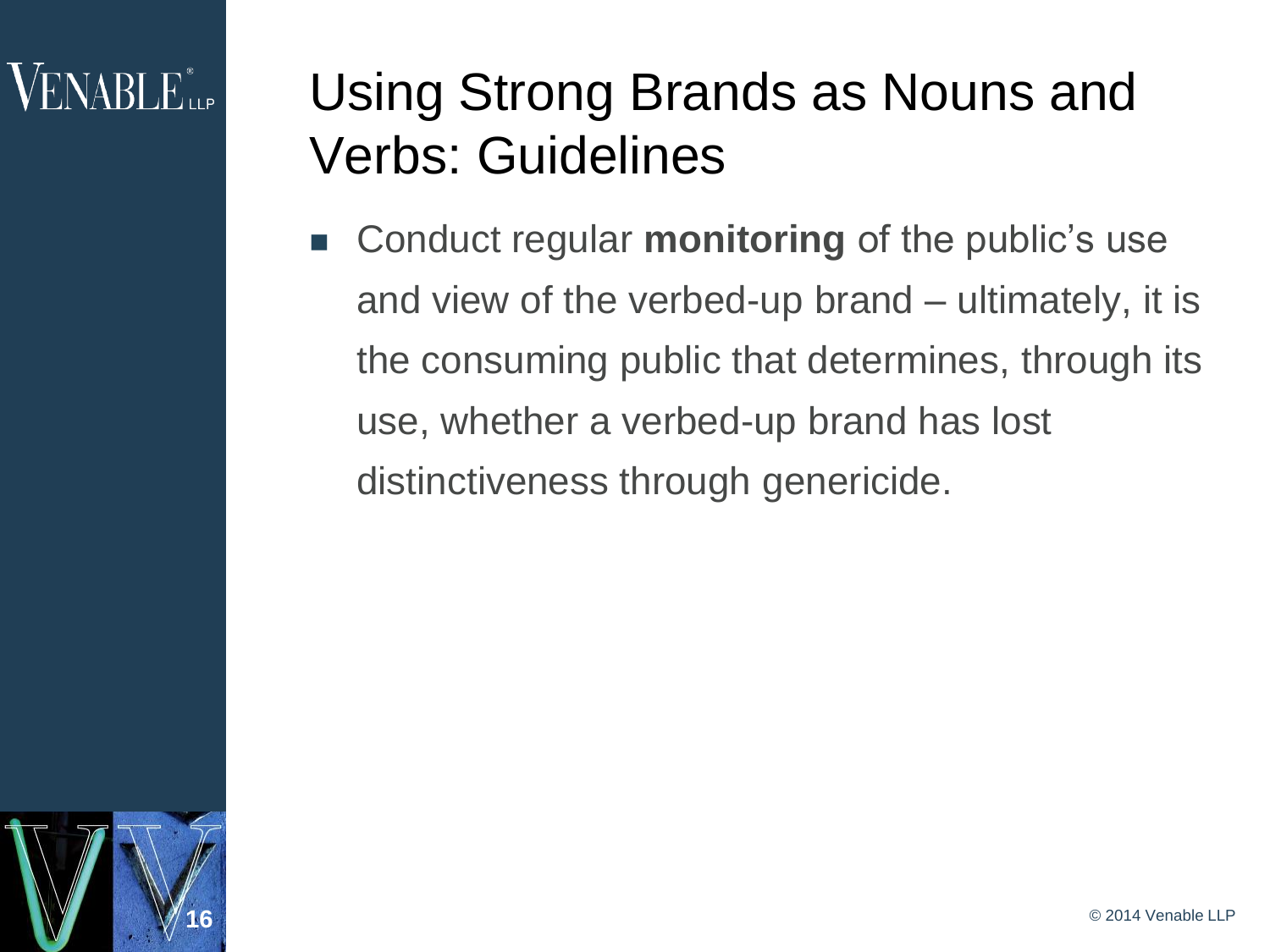# Using Strong Brands as Nouns and Verbs: Guidelines

- Conduct regular **monitoring** of the public's use and view of the verbed-up brand – ultimately, it is the consuming public that determines, through its use, whether a verbed-up brand has lost distinctiveness through genericide.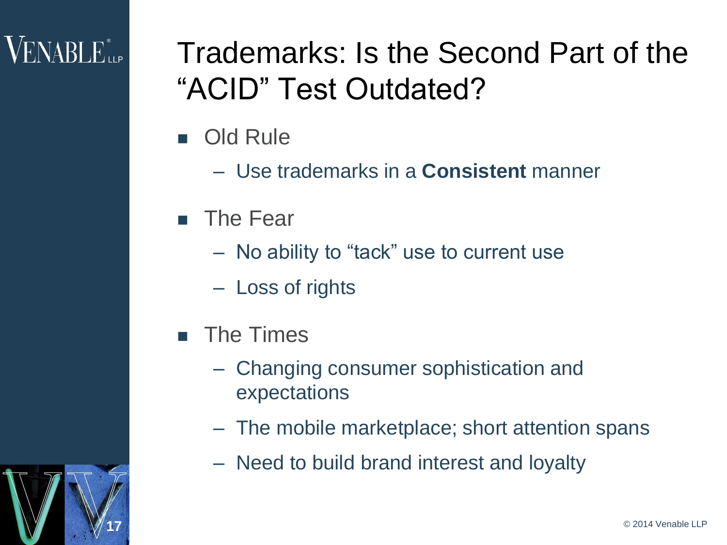# Trademarks: Is the Second Part of the "ACID" Test Outdated?

- Old Rule
  - Use trademarks in a **Consistent** manner
- The Fear
  - No ability to "tack" use to current use
  - Loss of rights
- The Times
  - Changing consumer sophistication and expectations
  - The mobile marketplace; short attention spans
  - Need to build brand interest and loyalty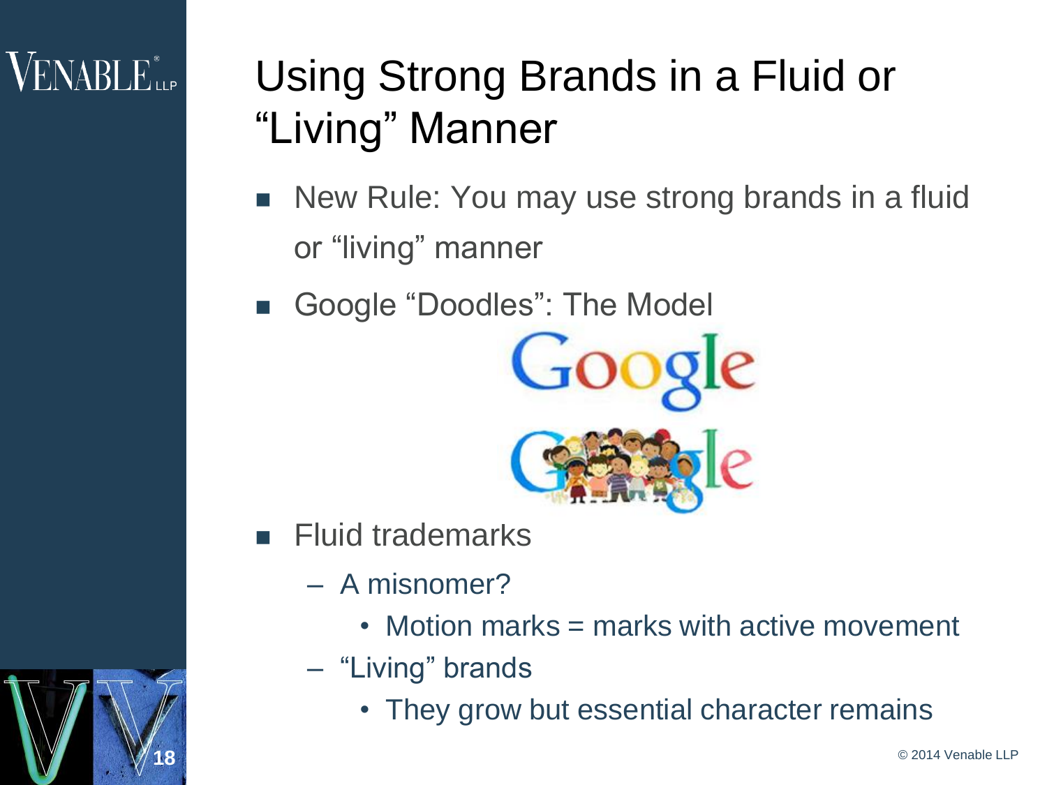# Using Strong Brands in a Fluid or "Living" Manner

- New Rule: You may use strong brands in a fluid or "living" manner
- Google "Doodles": The Model
- Fluid trademarks
  - A misnomer?
    - Motion marks = marks with active movement
  - "Living" brands
    - They grow but essential character remains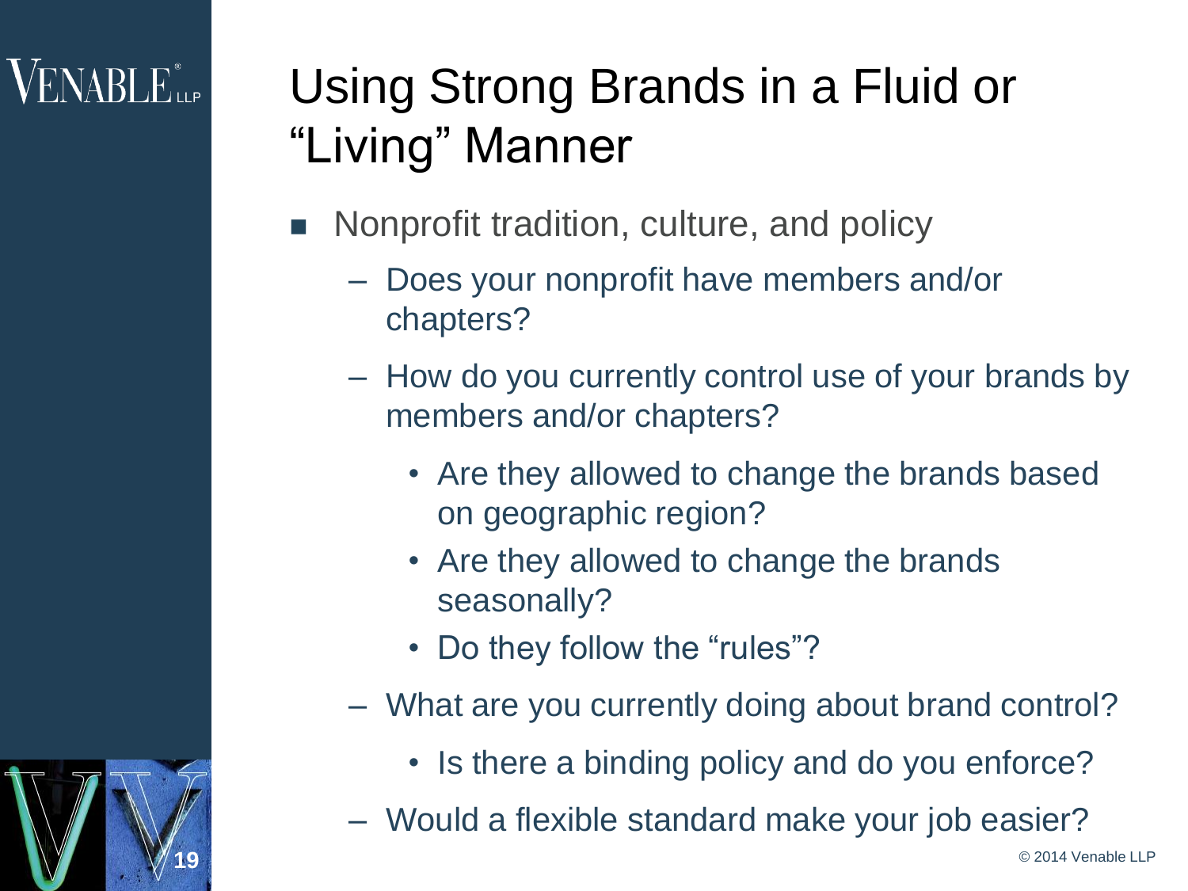# Using Strong Brands in a Fluid or "Living" Manner

- Nonprofit tradition, culture, and policy
  - Does your nonprofit have members and/or chapters?
  - How do you currently control use of your brands by members and/or chapters?
    - Are they allowed to change the brands based on geographic region?
    - Are they allowed to change the brands seasonally?
    - Do they follow the "rules"?
  - What are you currently doing about brand control?
    - Is there a binding policy and do you enforce?
  - Would a flexible standard make your job easier?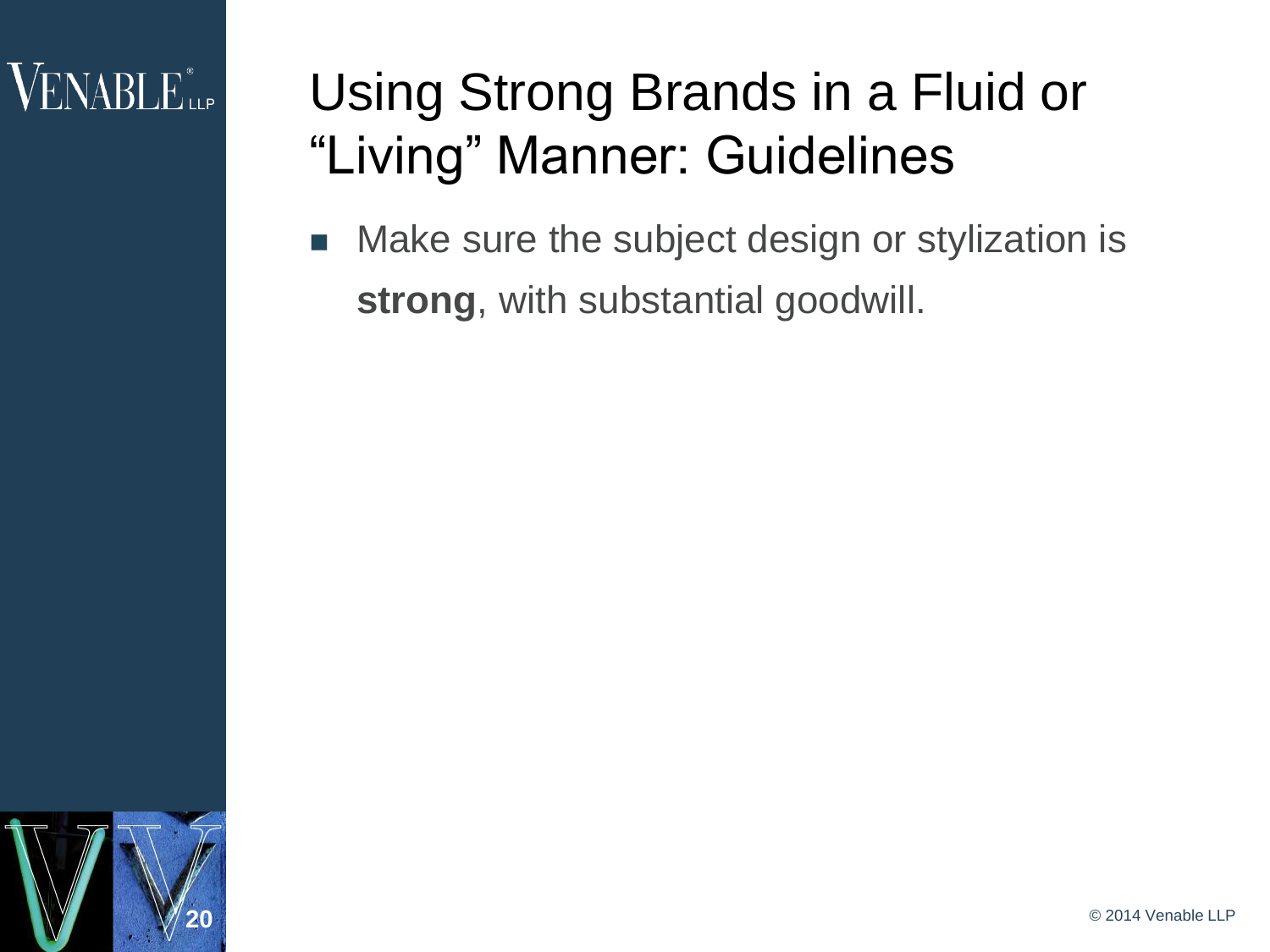# Using Strong Brands in a Fluid or "Living" Manner: Guidelines

- Make sure the subject design or stylization is **strong**, with substantial goodwill.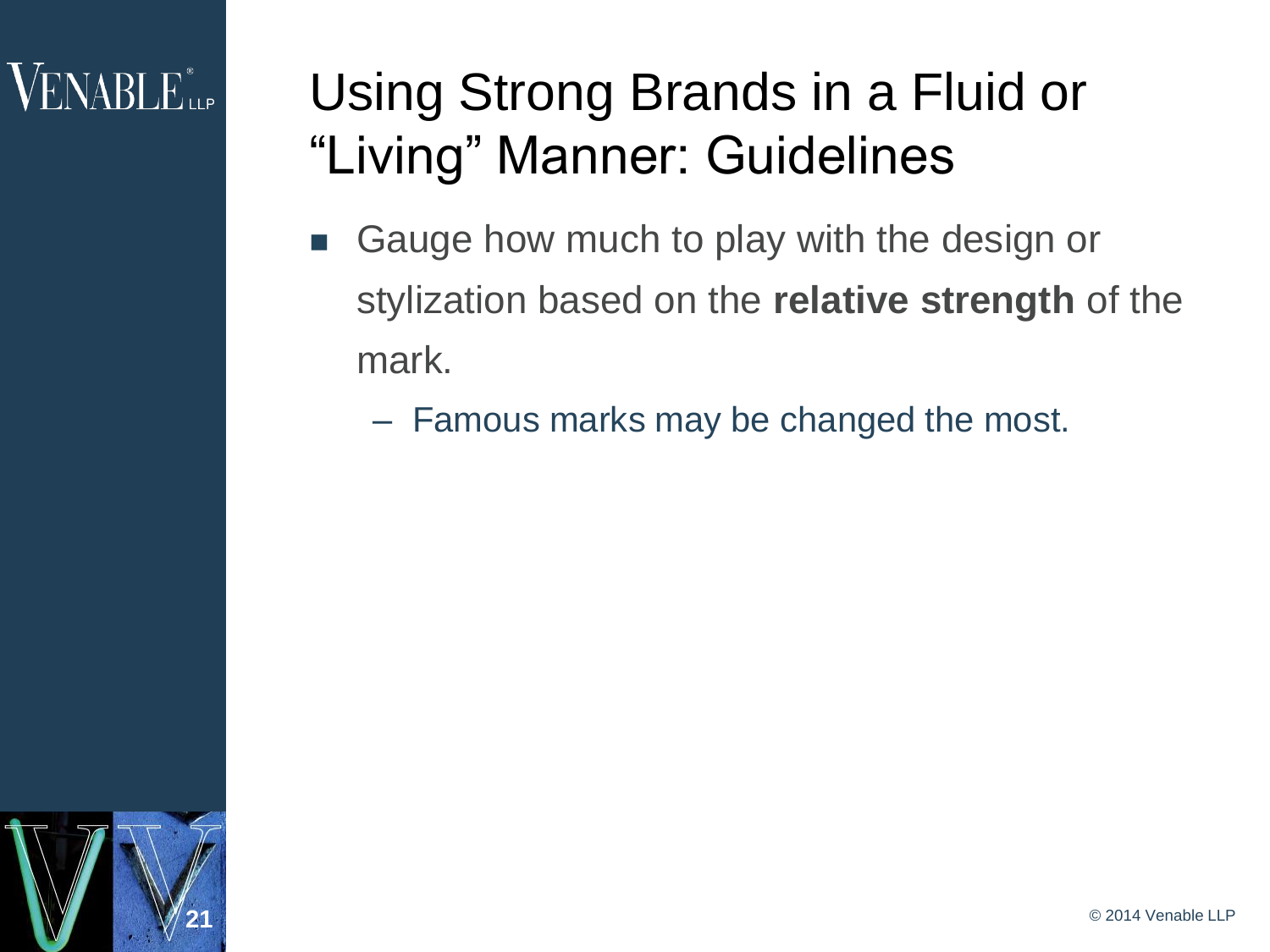# Using Strong Brands in a Fluid or "Living" Manner: Guidelines

- Gauge how much to play with the design or stylization based on the **relative strength** of the mark.
  - Famous marks may be changed the most.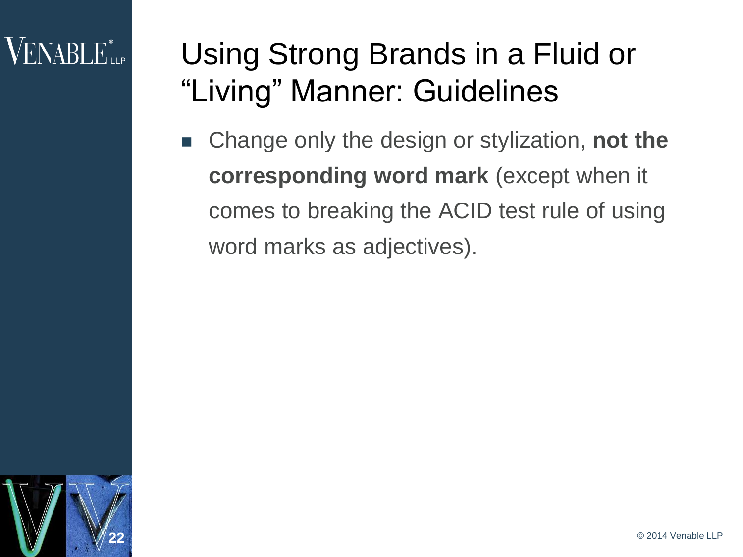# Using Strong Brands in a Fluid or "Living" Manner: Guidelines

- Change only the design or stylization, **not the corresponding word mark** (except when it comes to breaking the ACID test rule of using word marks as adjectives).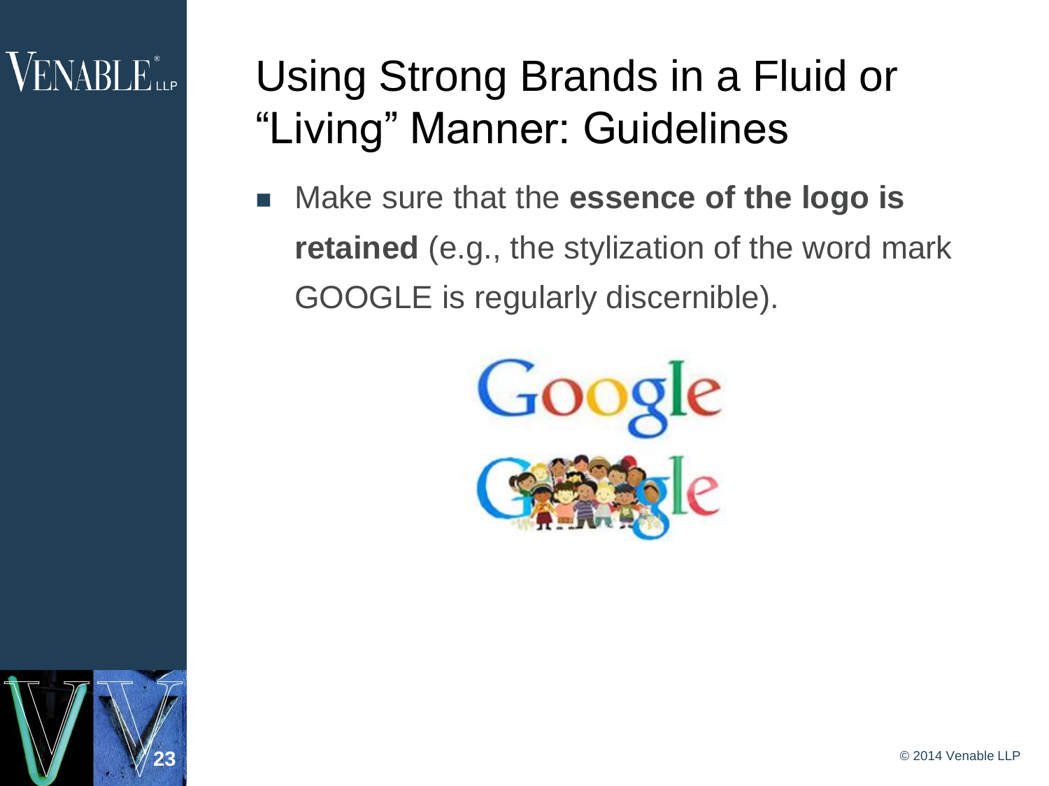# Using Strong Brands in a Fluid or "Living" Manner: Guidelines

- Make sure that the **essence of the logo is retained** (e.g., the stylization of the word mark GOOGLE is regularly discernible).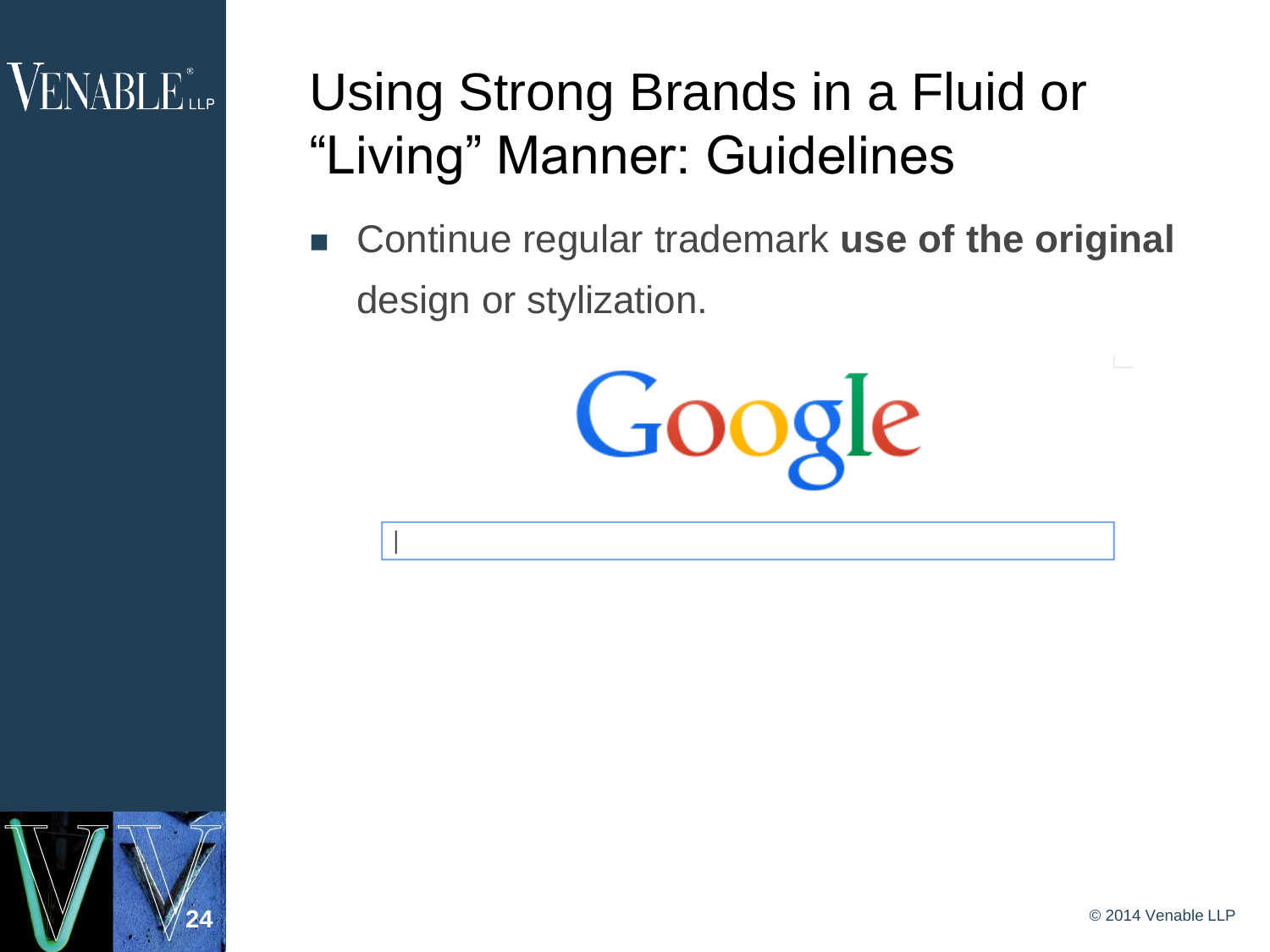# Using Strong Brands in a Fluid or "Living" Manner: Guidelines

- Continue regular trademark **use of the original** design or stylization.

Google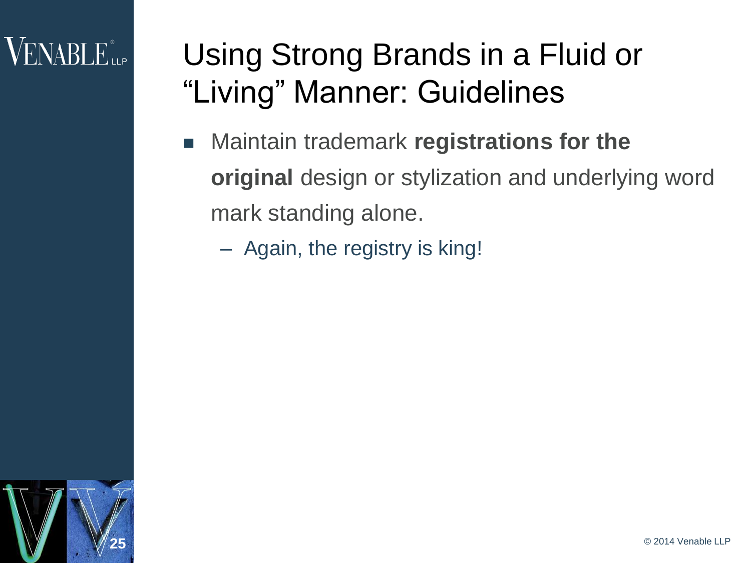# Using Strong Brands in a Fluid or "Living" Manner: Guidelines

- Maintain trademark **registrations for the original** design or stylization and underlying word mark standing alone.
  - Again, the registry is king!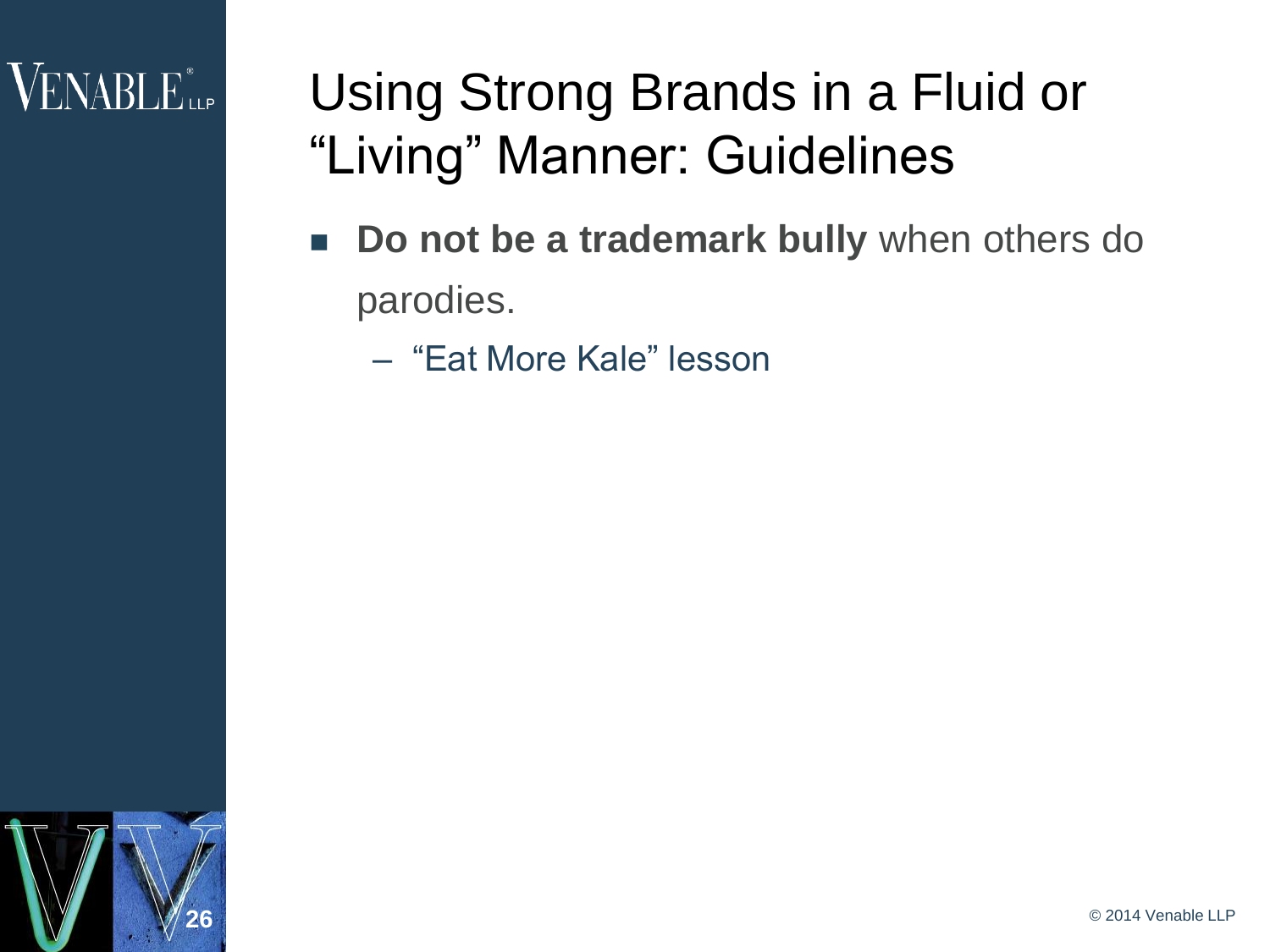# Using Strong Brands in a Fluid or "Living" Manner: Guidelines

- **Do not be a trademark bully** when others do parodies.
  - "Eat More Kale" lesson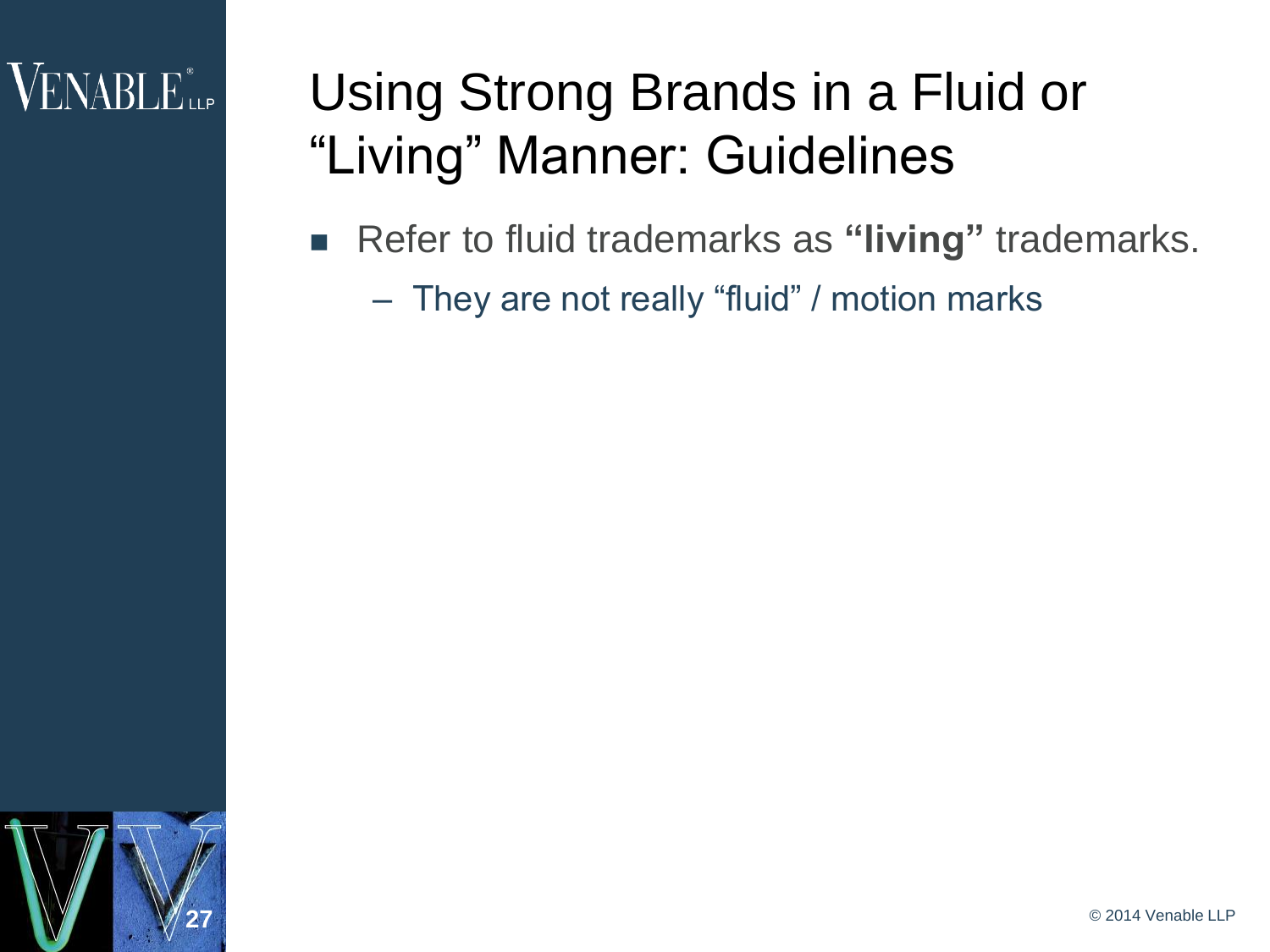# Using Strong Brands in a Fluid or "Living" Manner: Guidelines

- Refer to fluid trademarks as **"living"** trademarks.
  - They are not really "fluid" / motion marks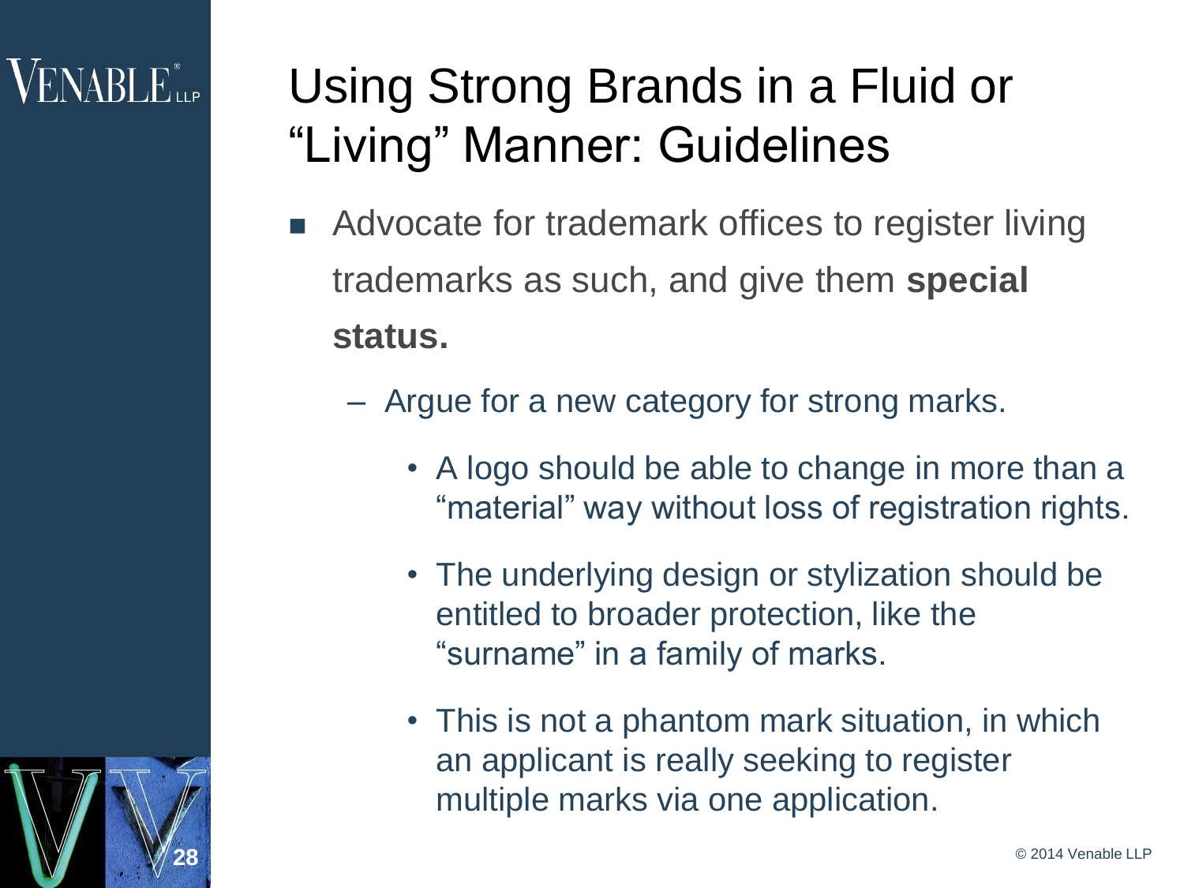# Using Strong Brands in a Fluid or "Living" Manner: Guidelines

- Advocate for trademark offices to register living trademarks as such, and give them **special status.**
  - Argue for a new category for strong marks.
    - A logo should be able to change in more than a "material" way without loss of registration rights.
    - The underlying design or stylization should be entitled to broader protection, like the "surname" in a family of marks.
    - This is not a phantom mark situation, in which an applicant is really seeking to register multiple marks via one application.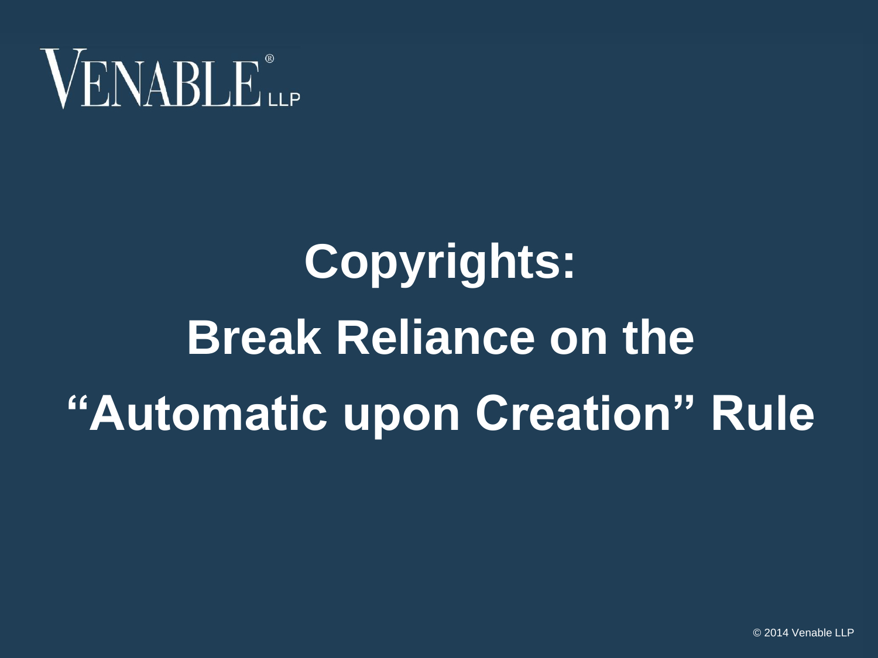# Copyrights: Break Reliance on the "Automatic upon Creation" Rule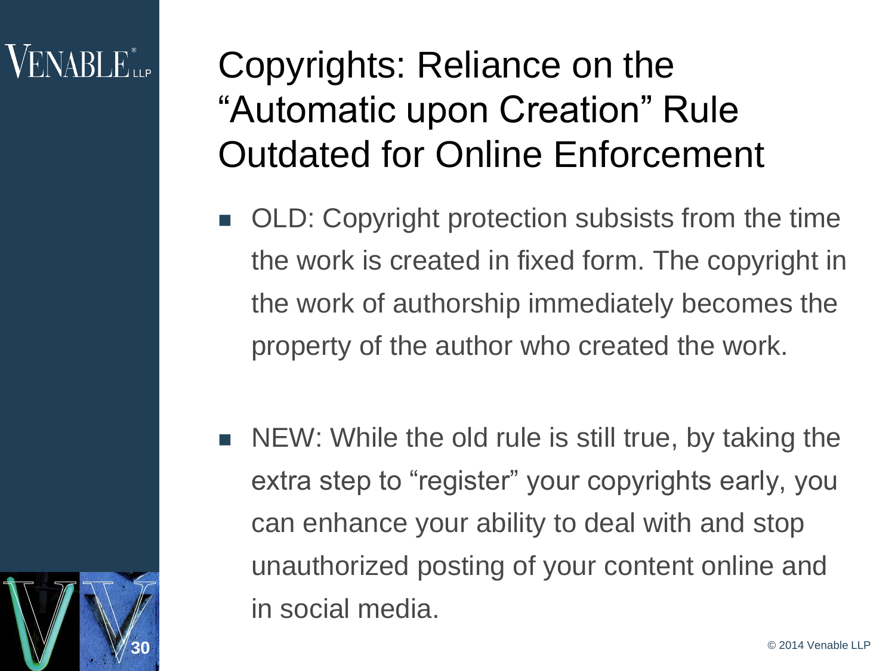# Copyrights: Reliance on the "Automatic upon Creation" Rule Outdated for Online Enforcement

- OLD: Copyright protection subsists from the time the work is created in fixed form. The copyright in the work of authorship immediately becomes the property of the author who created the work.

- NEW: While the old rule is still true, by taking the extra step to "register" your copyrights early, you can enhance your ability to deal with and stop unauthorized posting of your content online and in social media.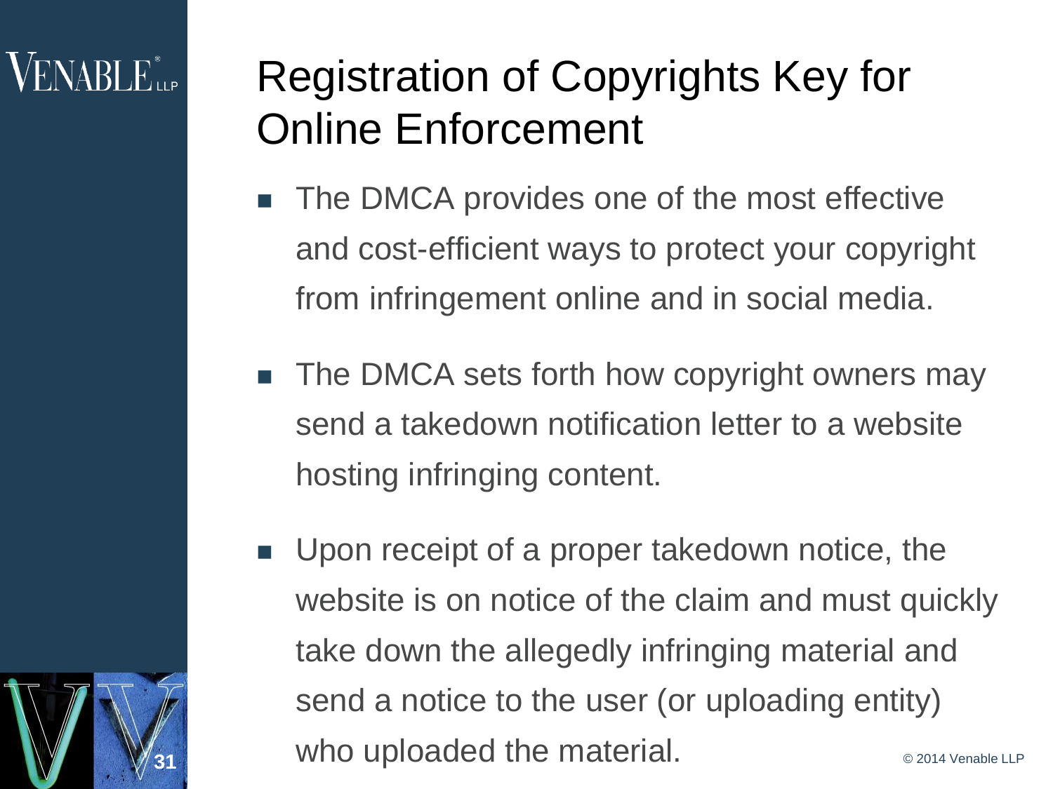# Registration of Copyrights Key for Online Enforcement

- The DMCA provides one of the most effective and cost-efficient ways to protect your copyright from infringement online and in social media.
- The DMCA sets forth how copyright owners may send a takedown notification letter to a website hosting infringing content.
- Upon receipt of a proper takedown notice, the website is on notice of the claim and must quickly take down the allegedly infringing material and send a notice to the user (or uploading entity) who uploaded the material.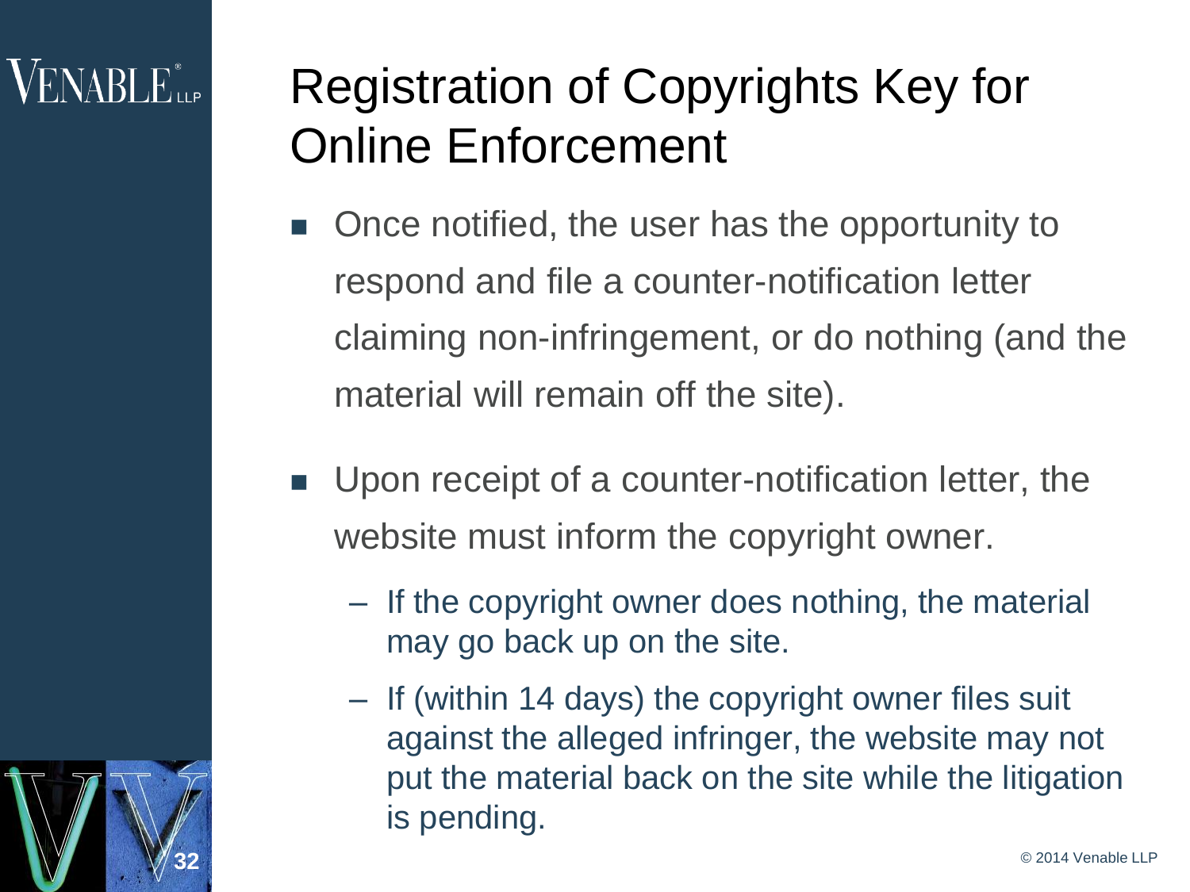# Registration of Copyrights Key for Online Enforcement

- Once notified, the user has the opportunity to respond and file a counter-notification letter claiming non-infringement, or do nothing (and the material will remain off the site).
- Upon receipt of a counter-notification letter, the website must inform the copyright owner.
  - If the copyright owner does nothing, the material may go back up on the site.
  - If (within 14 days) the copyright owner files suit against the alleged infringer, the website may not put the material back on the site while the litigation is pending.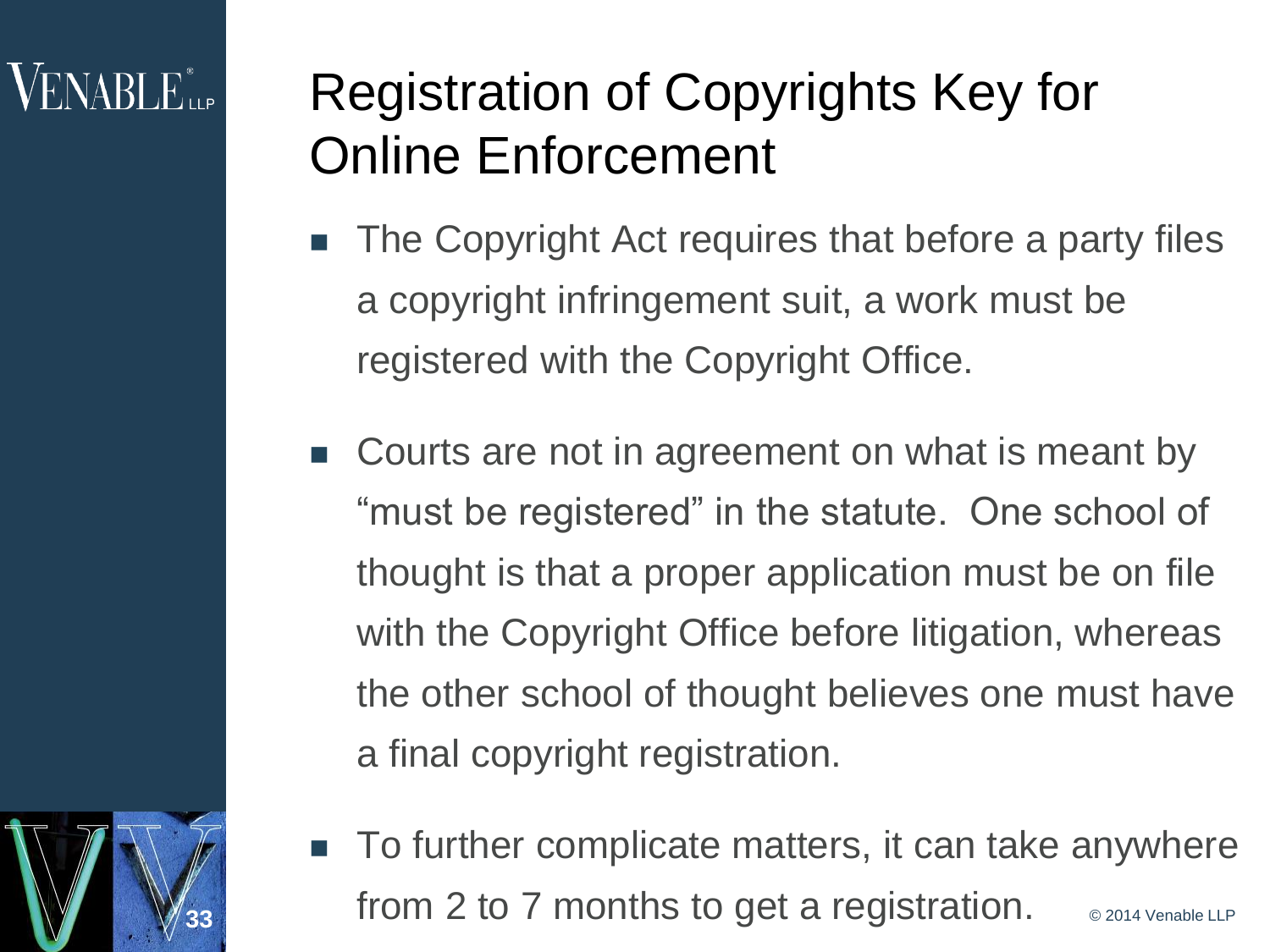# Registration of Copyrights Key for Online Enforcement

- The Copyright Act requires that before a party files a copyright infringement suit, a work must be registered with the Copyright Office.
- Courts are not in agreement on what is meant by “must be registered” in the statute. One school of thought is that a proper application must be on file with the Copyright Office before litigation, whereas the other school of thought believes one must have a final copyright registration.
- To further complicate matters, it can take anywhere from 2 to 7 months to get a registration.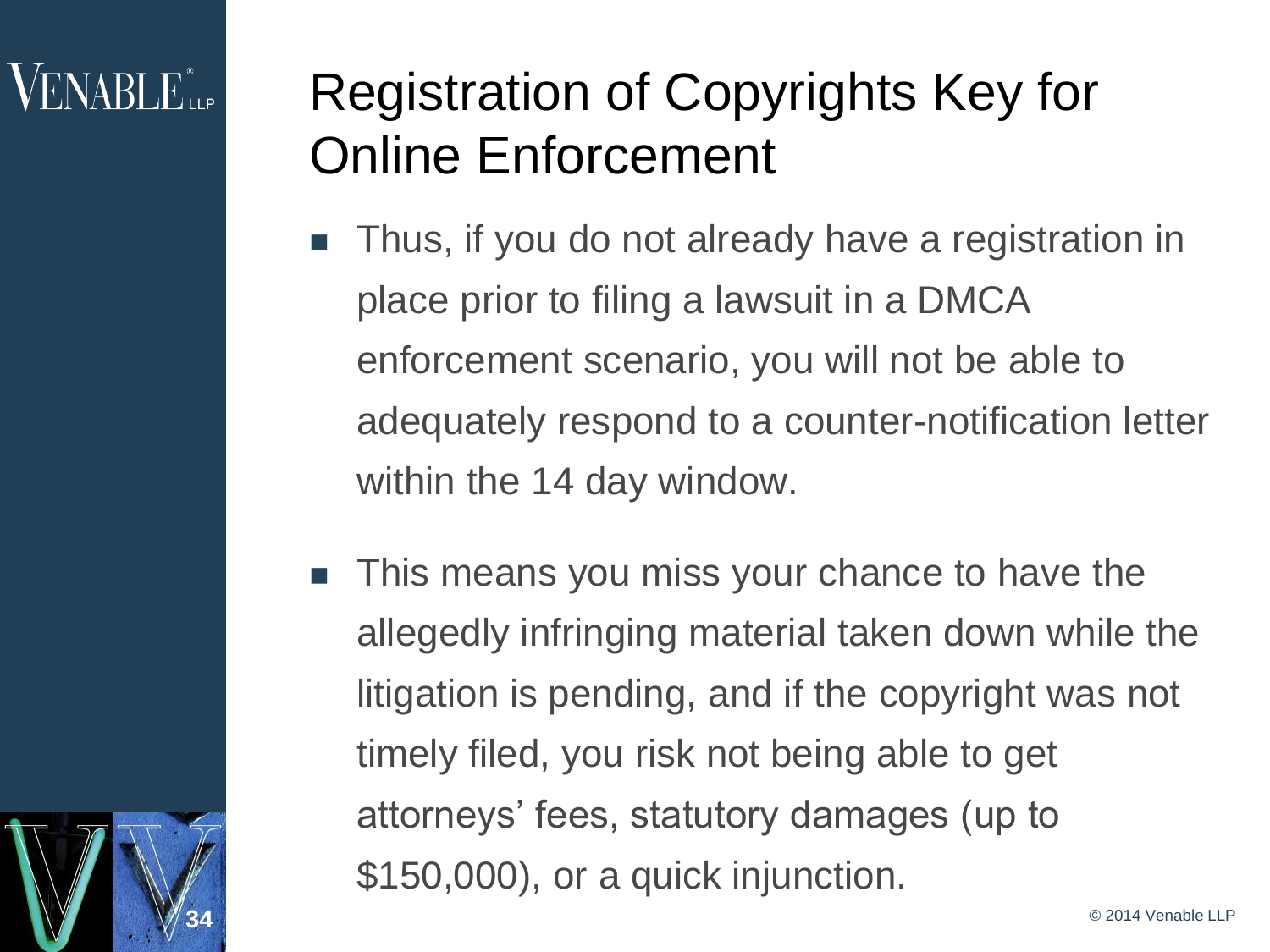# Registration of Copyrights Key for Online Enforcement

- Thus, if you do not already have a registration in place prior to filing a lawsuit in a DMCA enforcement scenario, you will not be able to adequately respond to a counter-notification letter within the 14 day window.

- This means you miss your chance to have the allegedly infringing material taken down while the litigation is pending, and if the copyright was not timely filed, you risk not being able to get attorneys' fees, statutory damages (up to $150,000), or a quick injunction.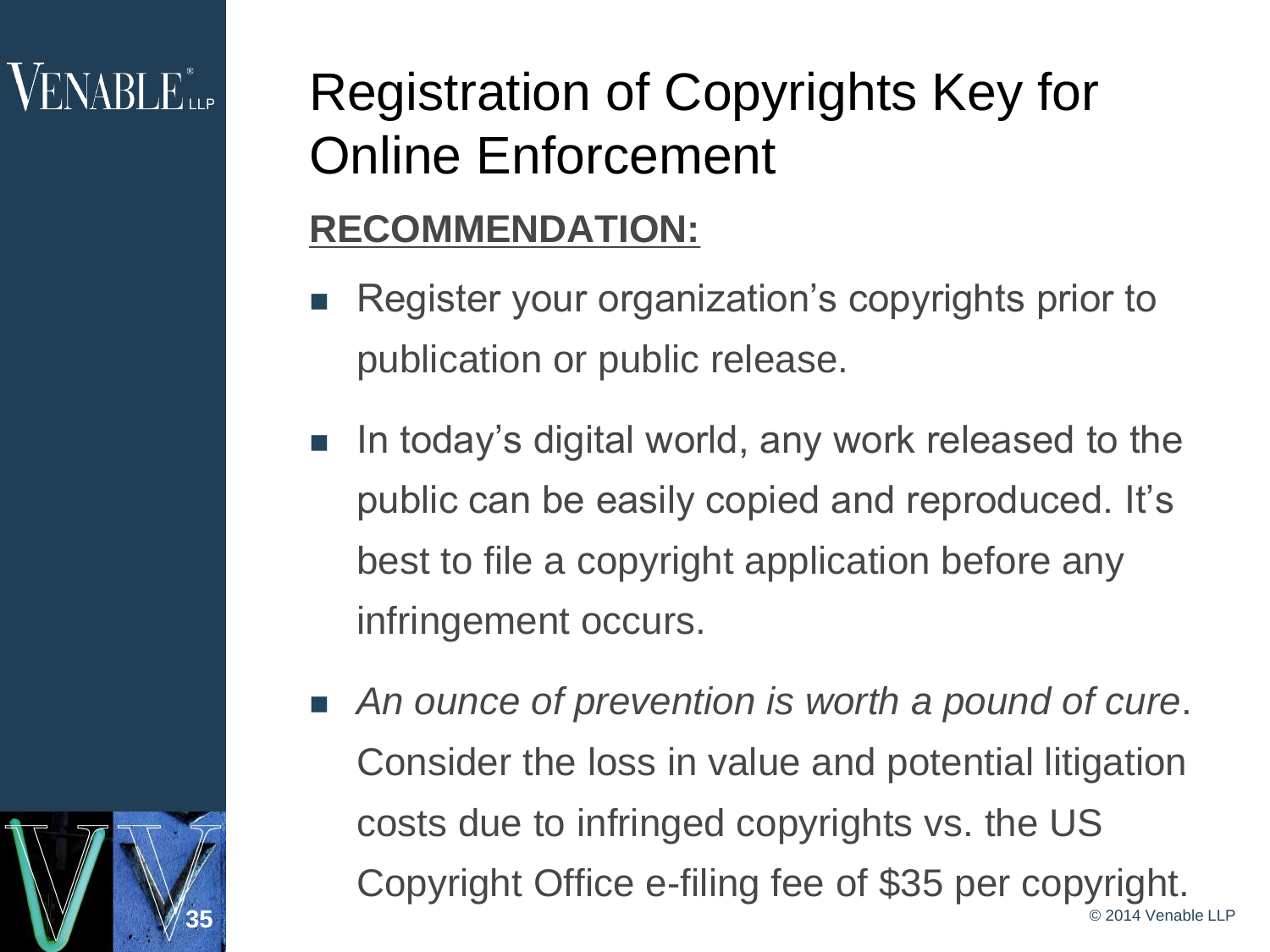# Registration of Copyrights Key for Online Enforcement

**RECOMMENDATION:**

- Register your organization's copyrights prior to publication or public release.
- In today's digital world, any work released to the public can be easily copied and reproduced. It's best to file a copyright application before any infringement occurs.
- *An ounce of prevention is worth a pound of cure*. Consider the loss in value and potential litigation costs due to infringed copyrights vs. the US Copyright Office e-filing fee of $35 per copyright.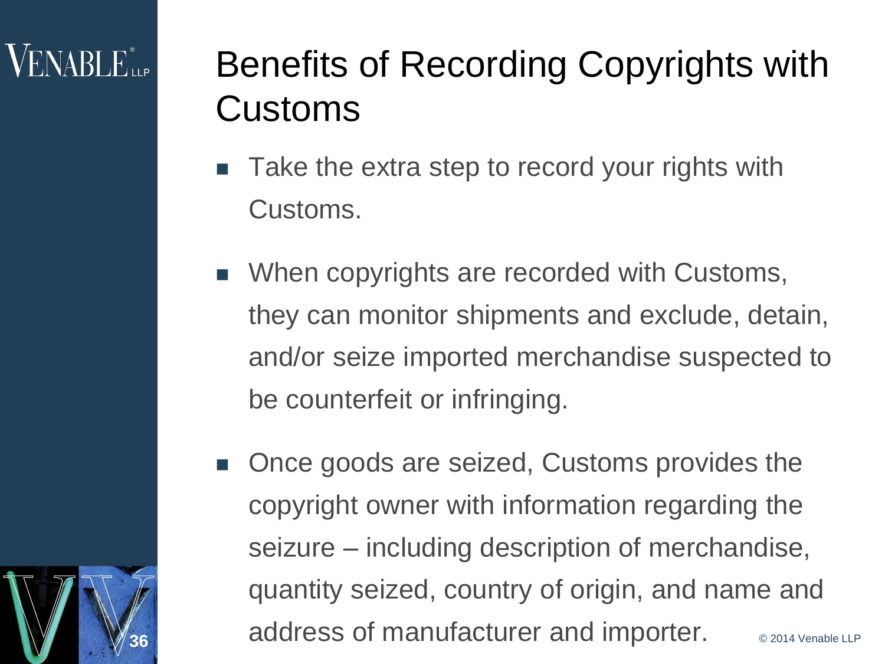# Benefits of Recording Copyrights with Customs

- Take the extra step to record your rights with Customs.
- When copyrights are recorded with Customs, they can monitor shipments and exclude, detain, and/or seize imported merchandise suspected to be counterfeit or infringing.
- Once goods are seized, Customs provides the copyright owner with information regarding the seizure – including description of merchandise, quantity seized, country of origin, and name and address of manufacturer and importer.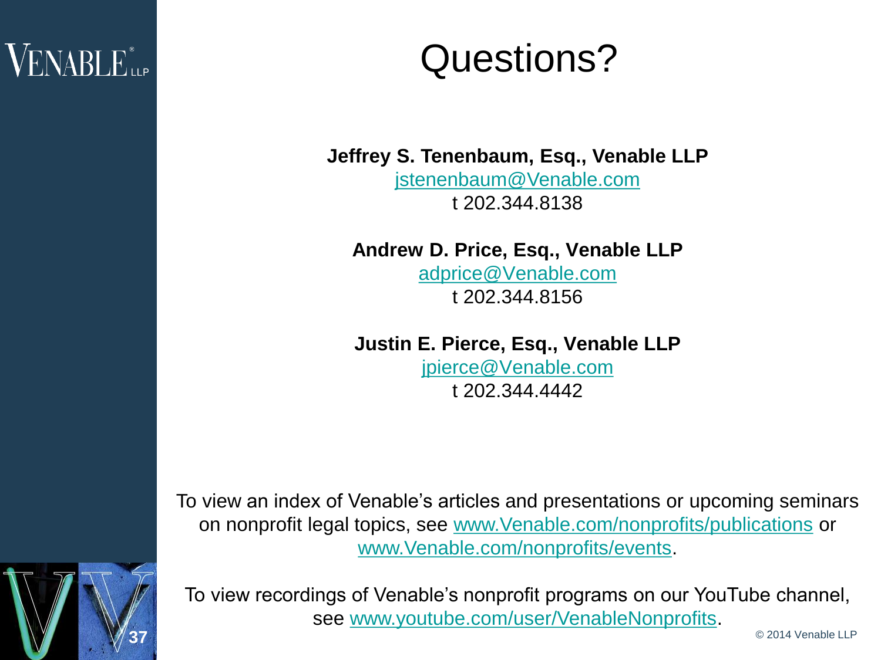# Questions?

**Jeffrey S. Tenenbaum, Esq., Venable LLP**
jstenenbaum@Venable.com
t 202.344.8138

**Andrew D. Price, Esq., Venable LLP**
adprice@Venable.com
t 202.344.8156

**Justin E. Pierce, Esq., Venable LLP**
jpierce@Venable.com
t 202.344.4442

To view an index of Venable's articles and presentations or upcoming seminars on nonprofit legal topics, see www.Venable.com/nonprofits/publications or www.Venable.com/nonprofits/events.

To view recordings of Venable's nonprofit programs on our YouTube channel, see www.youtube.com/user/VenableNonprofits.

© 2014 Venable LLP